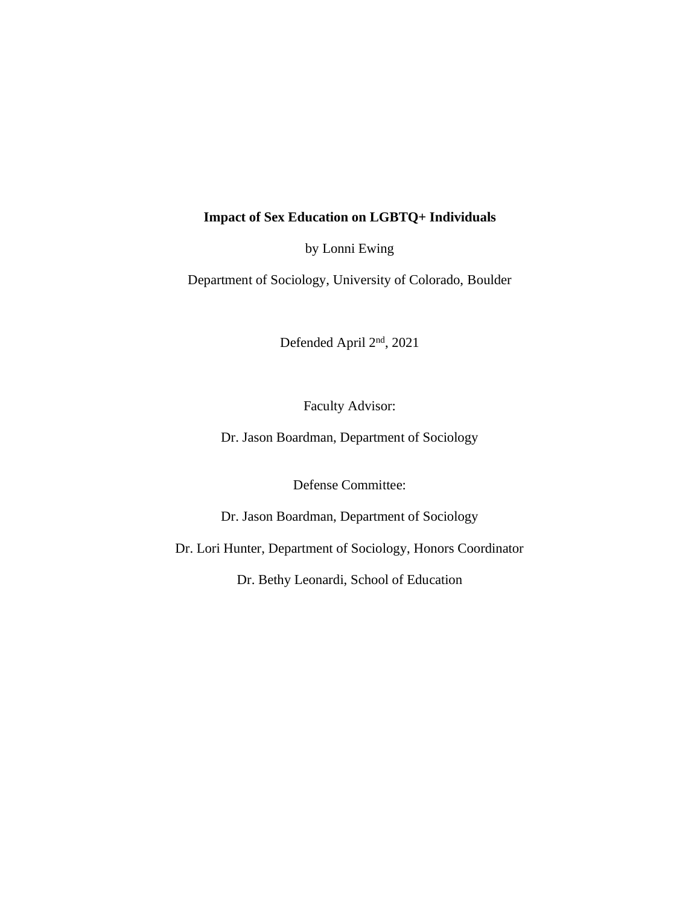**Impact of Sex Education on LGBTQ+ Individuals**

by Lonni Ewing

Department of Sociology, University of Colorado, Boulder

Defended April 2nd, 2021

Faculty Advisor:

Dr. Jason Boardman, Department of Sociology

Defense Committee:

Dr. Jason Boardman, Department of Sociology

Dr. Lori Hunter, Department of Sociology, Honors Coordinator

Dr. Bethy Leonardi, School of Education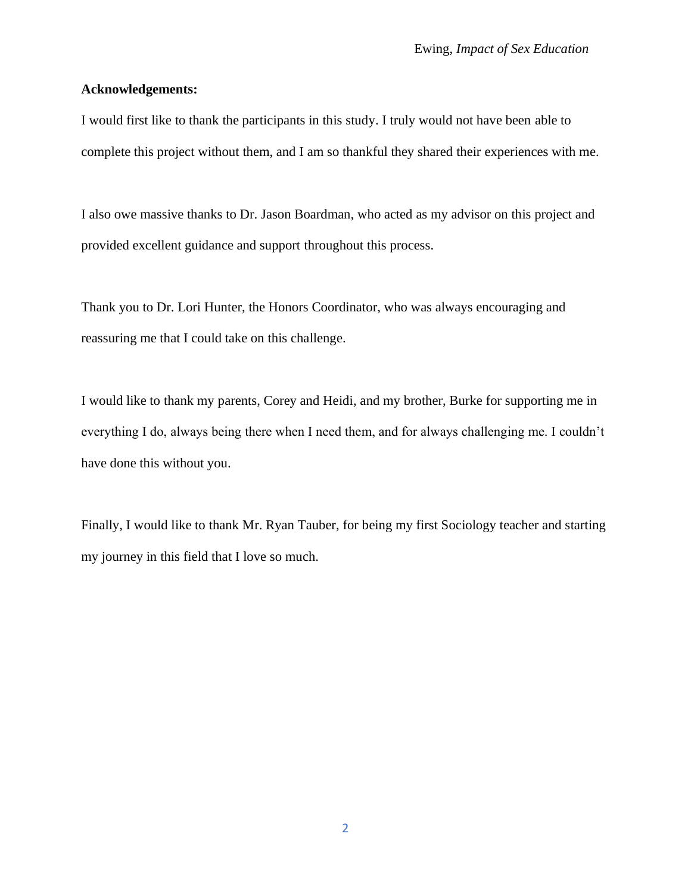**Acknowledgements:**

I would first like to thank the participants in this study. I truly would not have been able to complete this project without them, and I am so thankful they shared their experiences with me.

I also owe massive thanks to Dr. Jason Boardman, who acted as my advisor on this project and provided excellent guidance and support throughout this process.

Thank you to Dr. Lori Hunter, the Honors Coordinator, who was always encouraging and reassuring me that I could take on this challenge.

I would like to thank my parents, Corey and Heidi, and my brother, Burke for supporting me in everything I do, always being there when I need them, and for always challenging me. I couldn't have done this without you.

Finally, I would like to thank Mr. Ryan Tauber, for being my first Sociology teacher and starting my journey in this field that I love so much.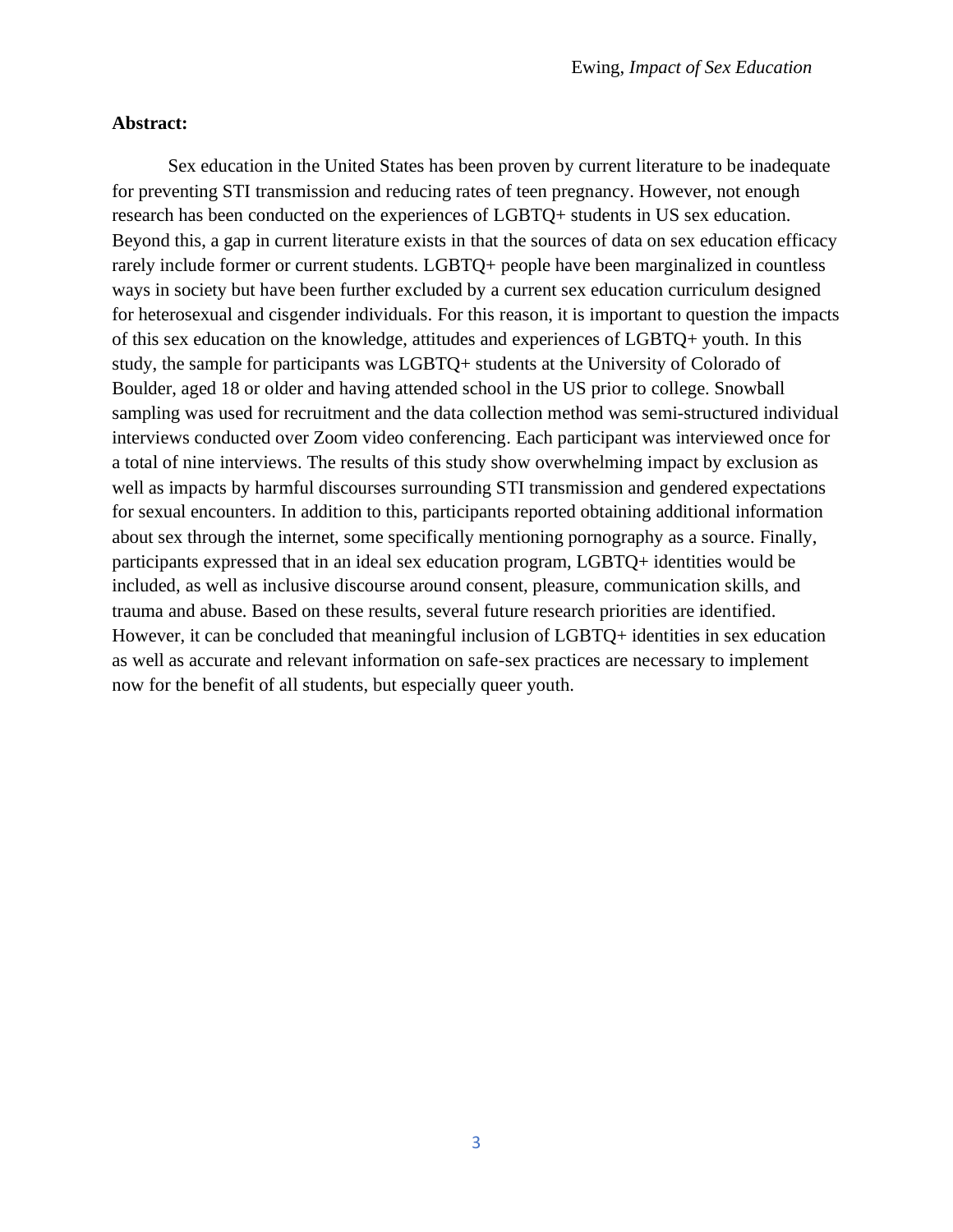**Abstract:**

Sex education in the United States has been proven by current literature to be inadequate for preventing STI transmission and reducing rates of teen pregnancy. However, not enough research has been conducted on the experiences of LGBTQ+ students in US sex education. Beyond this, a gap in current literature exists in that the sources of data on sex education efficacy rarely include former or current students. LGBTQ+ people have been marginalized in countless ways in society but have been further excluded by a current sex education curriculum designed for heterosexual and cisgender individuals. For this reason, it is important to question the impacts of this sex education on the knowledge, attitudes and experiences of LGBTQ+ youth. In this study, the sample for participants was LGBTQ+ students at the University of Colorado of Boulder, aged 18 or older and having attended school in the US prior to college. Snowball sampling was used for recruitment and the data collection method was semi-structured individual interviews conducted over Zoom video conferencing. Each participant was interviewed once for a total of nine interviews. The results of this study show overwhelming impact by exclusion as well as impacts by harmful discourses surrounding STI transmission and gendered expectations for sexual encounters. In addition to this, participants reported obtaining additional information about sex through the internet, some specifically mentioning pornography as a source. Finally, participants expressed that in an ideal sex education program, LGBTQ+ identities would be included, as well as inclusive discourse around consent, pleasure, communication skills, and trauma and abuse. Based on these results, several future research priorities are identified. However, it can be concluded that meaningful inclusion of LGBTQ+ identities in sex education as well as accurate and relevant information on safe-sex practices are necessary to implement now for the benefit of all students, but especially queer youth.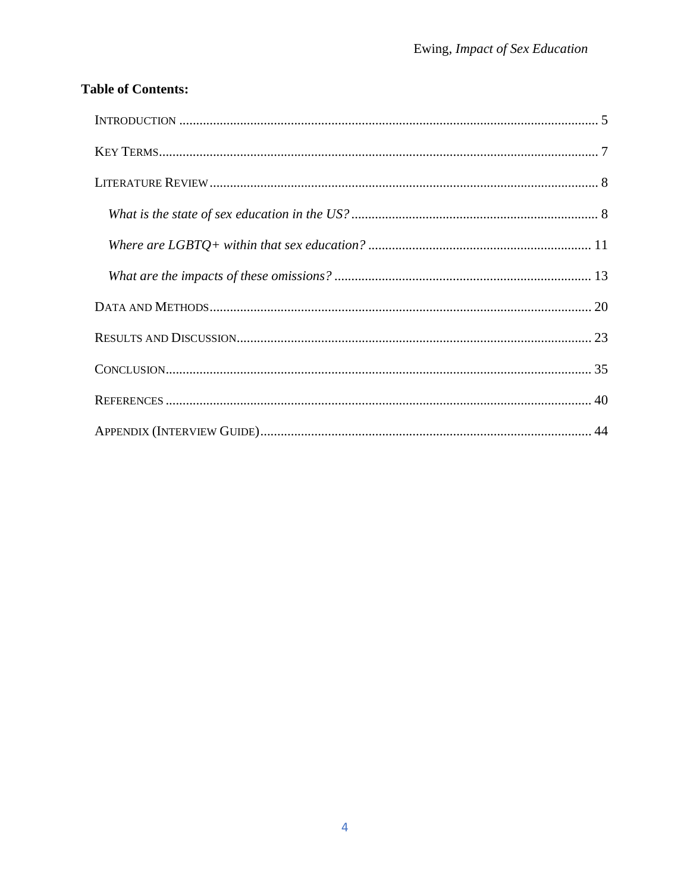**Table of Contents:**

INTRODUCTION ........................................................................................................................ 5

KEY TERMS ............................................................................................................................. 7

LITERATURE REVIEW .............................................................................................................. 8

*What is the state of sex education in the US?* ...................................................................... 8

*Where are LGBTQ+ within that sex education?* ................................................................... 11

*What are the impacts of these omissions?* .......................................................................... 13

DATA AND METHODS ............................................................................................................ 20

RESULTS AND DISCUSSION ................................................................................................... 23

CONCLUSION ......................................................................................................................... 35

REFERENCES .......................................................................................................................... 40

APPENDIX (INTERVIEW GUIDE) .............................................................................................. 44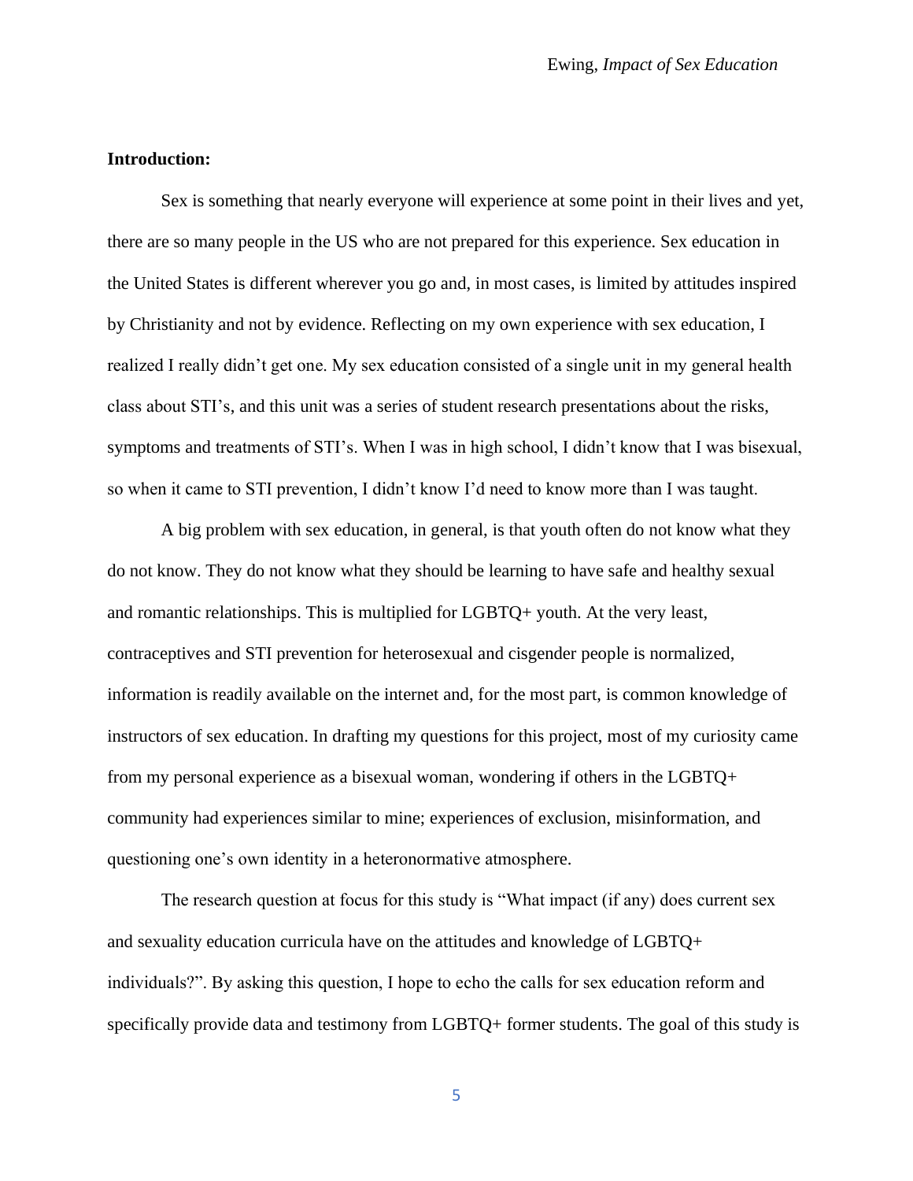**Introduction:**

Sex is something that nearly everyone will experience at some point in their lives and yet, there are so many people in the US who are not prepared for this experience. Sex education in the United States is different wherever you go and, in most cases, is limited by attitudes inspired by Christianity and not by evidence. Reflecting on my own experience with sex education, I realized I really didn't get one. My sex education consisted of a single unit in my general health class about STI's, and this unit was a series of student research presentations about the risks, symptoms and treatments of STI's. When I was in high school, I didn't know that I was bisexual, so when it came to STI prevention, I didn't know I'd need to know more than I was taught.

A big problem with sex education, in general, is that youth often do not know what they do not know. They do not know what they should be learning to have safe and healthy sexual and romantic relationships. This is multiplied for LGBTQ+ youth. At the very least, contraceptives and STI prevention for heterosexual and cisgender people is normalized, information is readily available on the internet and, for the most part, is common knowledge of instructors of sex education. In drafting my questions for this project, most of my curiosity came from my personal experience as a bisexual woman, wondering if others in the LGBTQ+ community had experiences similar to mine; experiences of exclusion, misinformation, and questioning one's own identity in a heteronormative atmosphere.

The research question at focus for this study is "What impact (if any) does current sex and sexuality education curricula have on the attitudes and knowledge of LGBTQ+ individuals?". By asking this question, I hope to echo the calls for sex education reform and specifically provide data and testimony from LGBTQ+ former students. The goal of this study is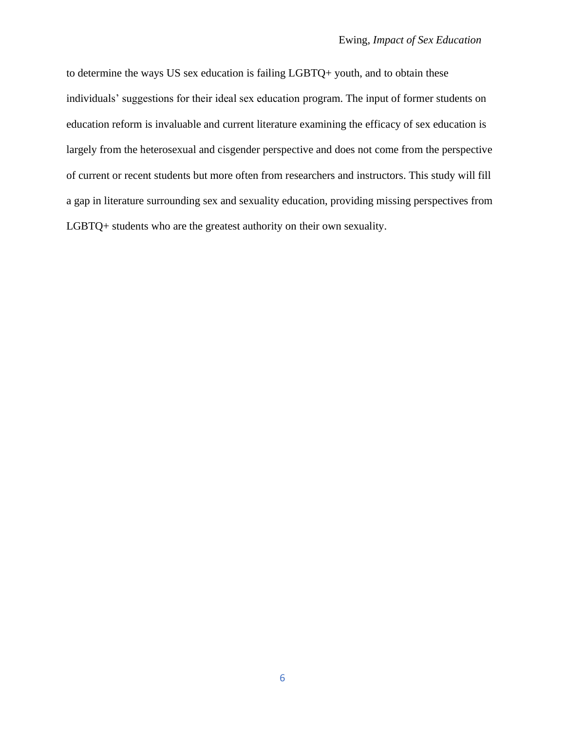to determine the ways US sex education is failing LGBTQ+ youth, and to obtain these individuals' suggestions for their ideal sex education program. The input of former students on education reform is invaluable and current literature examining the efficacy of sex education is largely from the heterosexual and cisgender perspective and does not come from the perspective of current or recent students but more often from researchers and instructors. This study will fill a gap in literature surrounding sex and sexuality education, providing missing perspectives from LGBTQ+ students who are the greatest authority on their own sexuality.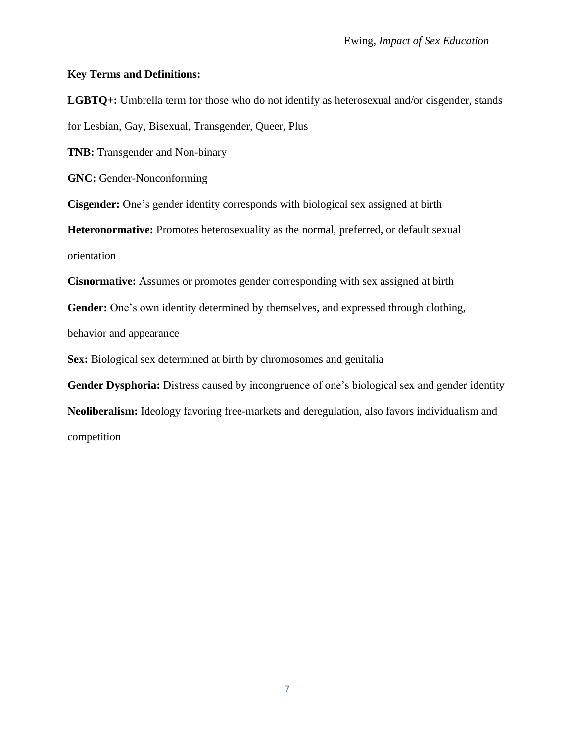**Key Terms and Definitions:**

**LGBTQ+:** Umbrella term for those who do not identify as heterosexual and/or cisgender, stands for Lesbian, Gay, Bisexual, Transgender, Queer, Plus

**TNB:** Transgender and Non-binary

**GNC:** Gender-Nonconforming

**Cisgender:** One's gender identity corresponds with biological sex assigned at birth

**Heteronormative:** Promotes heterosexuality as the normal, preferred, or default sexual orientation

**Cisnormative:** Assumes or promotes gender corresponding with sex assigned at birth

**Gender:** One's own identity determined by themselves, and expressed through clothing, behavior and appearance

**Sex:** Biological sex determined at birth by chromosomes and genitalia

**Gender Dysphoria:** Distress caused by incongruence of one's biological sex and gender identity

**Neoliberalism:** Ideology favoring free-markets and deregulation, also favors individualism and competition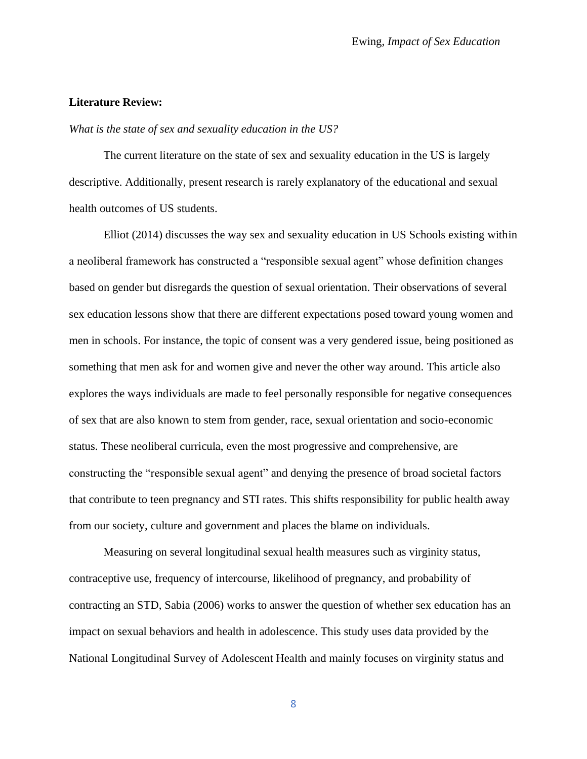**Literature Review:**

*What is the state of sex and sexuality education in the US?*

The current literature on the state of sex and sexuality education in the US is largely descriptive. Additionally, present research is rarely explanatory of the educational and sexual health outcomes of US students.

Elliot (2014) discusses the way sex and sexuality education in US Schools existing within a neoliberal framework has constructed a "responsible sexual agent" whose definition changes based on gender but disregards the question of sexual orientation. Their observations of several sex education lessons show that there are different expectations posed toward young women and men in schools. For instance, the topic of consent was a very gendered issue, being positioned as something that men ask for and women give and never the other way around. This article also explores the ways individuals are made to feel personally responsible for negative consequences of sex that are also known to stem from gender, race, sexual orientation and socio-economic status. These neoliberal curricula, even the most progressive and comprehensive, are constructing the "responsible sexual agent" and denying the presence of broad societal factors that contribute to teen pregnancy and STI rates. This shifts responsibility for public health away from our society, culture and government and places the blame on individuals.

Measuring on several longitudinal sexual health measures such as virginity status, contraceptive use, frequency of intercourse, likelihood of pregnancy, and probability of contracting an STD, Sabia (2006) works to answer the question of whether sex education has an impact on sexual behaviors and health in adolescence. This study uses data provided by the National Longitudinal Survey of Adolescent Health and mainly focuses on virginity status and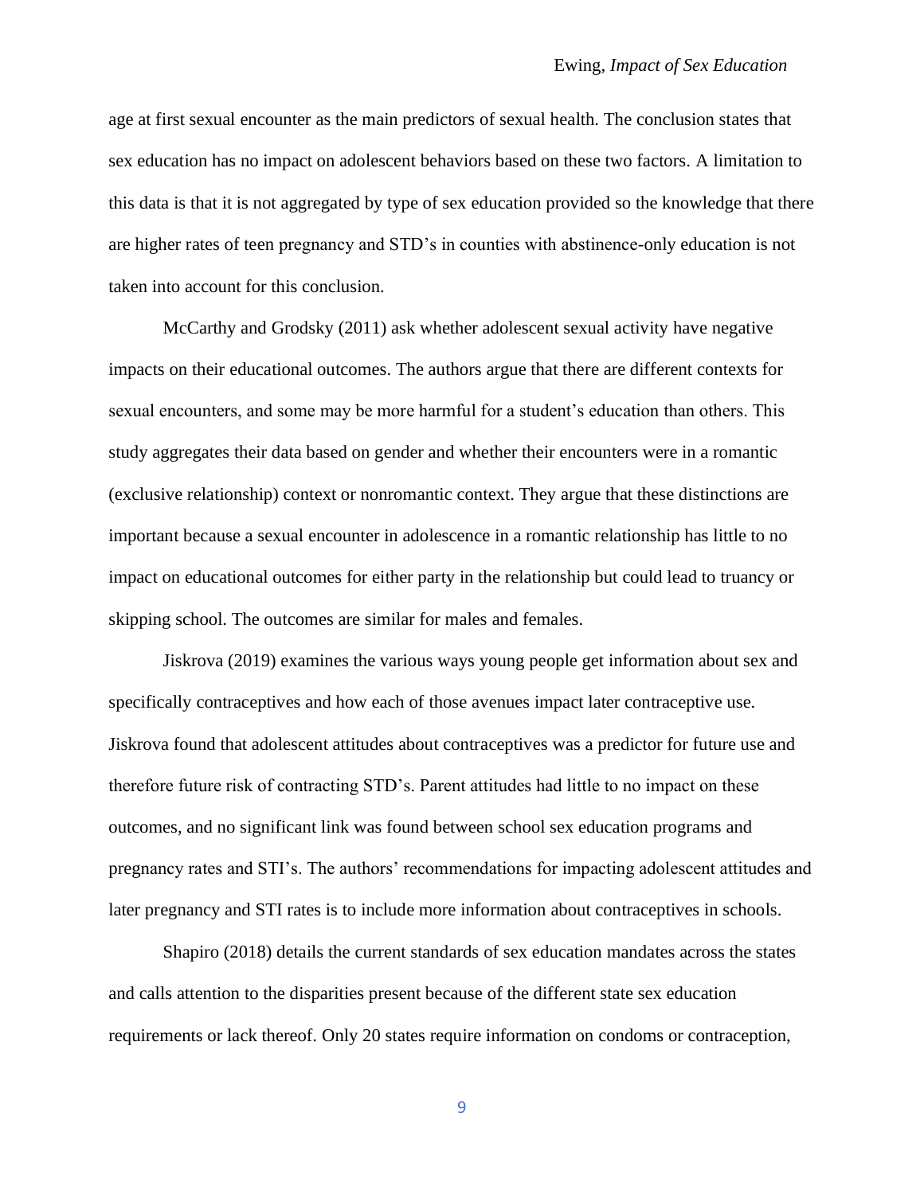age at first sexual encounter as the main predictors of sexual health. The conclusion states that sex education has no impact on adolescent behaviors based on these two factors. A limitation to this data is that it is not aggregated by type of sex education provided so the knowledge that there are higher rates of teen pregnancy and STD's in counties with abstinence-only education is not taken into account for this conclusion.

McCarthy and Grodsky (2011) ask whether adolescent sexual activity have negative impacts on their educational outcomes. The authors argue that there are different contexts for sexual encounters, and some may be more harmful for a student's education than others. This study aggregates their data based on gender and whether their encounters were in a romantic (exclusive relationship) context or nonromantic context. They argue that these distinctions are important because a sexual encounter in adolescence in a romantic relationship has little to no impact on educational outcomes for either party in the relationship but could lead to truancy or skipping school. The outcomes are similar for males and females.

Jiskrova (2019) examines the various ways young people get information about sex and specifically contraceptives and how each of those avenues impact later contraceptive use. Jiskrova found that adolescent attitudes about contraceptives was a predictor for future use and therefore future risk of contracting STD's. Parent attitudes had little to no impact on these outcomes, and no significant link was found between school sex education programs and pregnancy rates and STI's. The authors' recommendations for impacting adolescent attitudes and later pregnancy and STI rates is to include more information about contraceptives in schools.

Shapiro (2018) details the current standards of sex education mandates across the states and calls attention to the disparities present because of the different state sex education requirements or lack thereof. Only 20 states require information on condoms or contraception,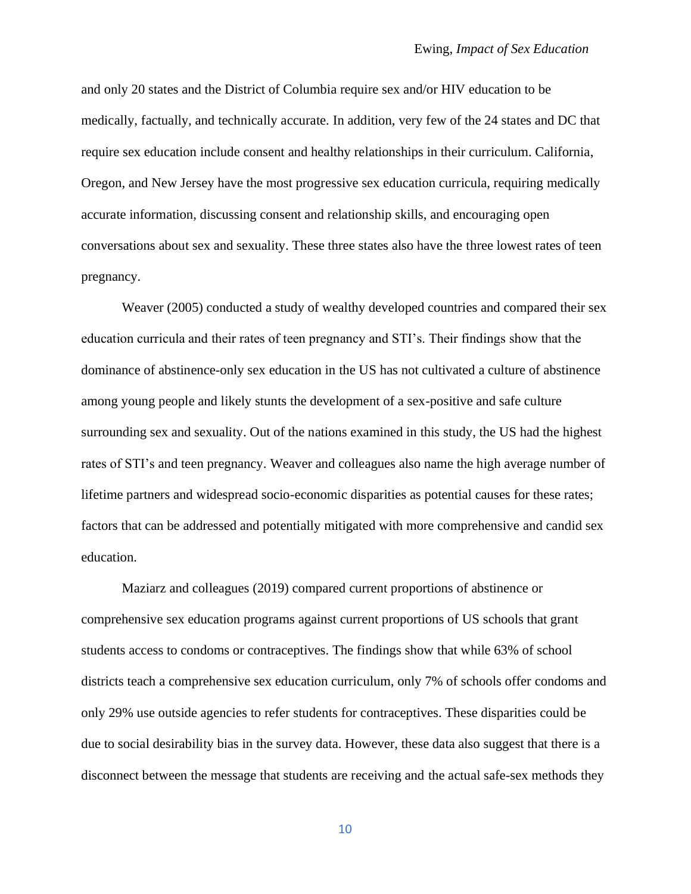and only 20 states and the District of Columbia require sex and/or HIV education to be medically, factually, and technically accurate. In addition, very few of the 24 states and DC that require sex education include consent and healthy relationships in their curriculum. California, Oregon, and New Jersey have the most progressive sex education curricula, requiring medically accurate information, discussing consent and relationship skills, and encouraging open conversations about sex and sexuality. These three states also have the three lowest rates of teen pregnancy.

Weaver (2005) conducted a study of wealthy developed countries and compared their sex education curricula and their rates of teen pregnancy and STI's. Their findings show that the dominance of abstinence-only sex education in the US has not cultivated a culture of abstinence among young people and likely stunts the development of a sex-positive and safe culture surrounding sex and sexuality. Out of the nations examined in this study, the US had the highest rates of STI's and teen pregnancy. Weaver and colleagues also name the high average number of lifetime partners and widespread socio-economic disparities as potential causes for these rates; factors that can be addressed and potentially mitigated with more comprehensive and candid sex education.

Maziarz and colleagues (2019) compared current proportions of abstinence or comprehensive sex education programs against current proportions of US schools that grant students access to condoms or contraceptives. The findings show that while 63% of school districts teach a comprehensive sex education curriculum, only 7% of schools offer condoms and only 29% use outside agencies to refer students for contraceptives. These disparities could be due to social desirability bias in the survey data. However, these data also suggest that there is a disconnect between the message that students are receiving and the actual safe-sex methods they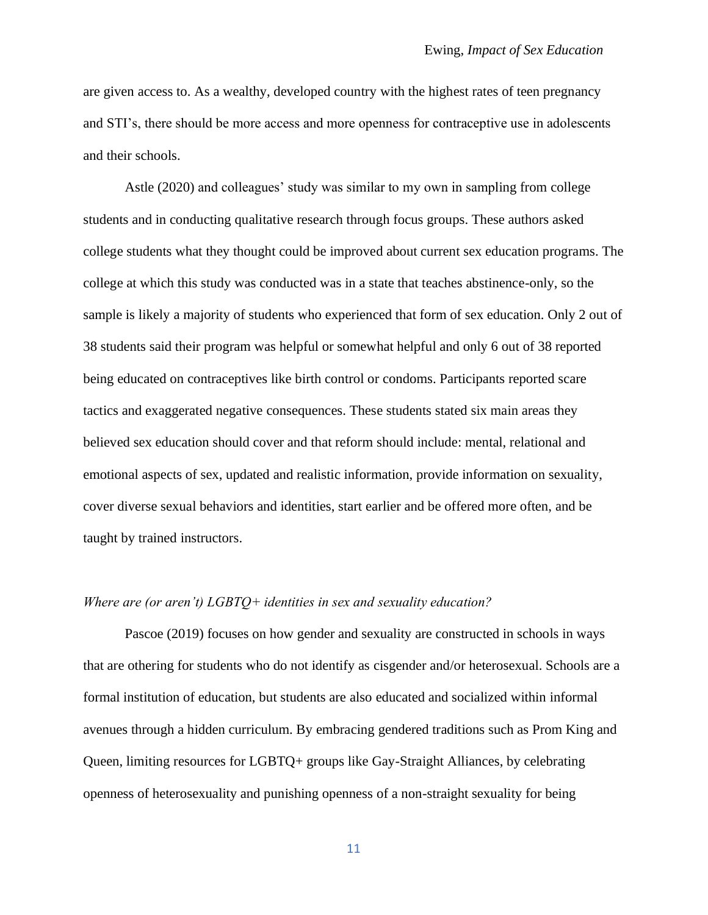are given access to. As a wealthy, developed country with the highest rates of teen pregnancy and STI's, there should be more access and more openness for contraceptive use in adolescents and their schools.

Astle (2020) and colleagues' study was similar to my own in sampling from college students and in conducting qualitative research through focus groups. These authors asked college students what they thought could be improved about current sex education programs. The college at which this study was conducted was in a state that teaches abstinence-only, so the sample is likely a majority of students who experienced that form of sex education. Only 2 out of 38 students said their program was helpful or somewhat helpful and only 6 out of 38 reported being educated on contraceptives like birth control or condoms. Participants reported scare tactics and exaggerated negative consequences. These students stated six main areas they believed sex education should cover and that reform should include: mental, relational and emotional aspects of sex, updated and realistic information, provide information on sexuality, cover diverse sexual behaviors and identities, start earlier and be offered more often, and be taught by trained instructors.

### *Where are (or aren't) LGBTQ+ identities in sex and sexuality education?*

Pascoe (2019) focuses on how gender and sexuality are constructed in schools in ways that are othering for students who do not identify as cisgender and/or heterosexual. Schools are a formal institution of education, but students are also educated and socialized within informal avenues through a hidden curriculum. By embracing gendered traditions such as Prom King and Queen, limiting resources for LGBTQ+ groups like Gay-Straight Alliances, by celebrating openness of heterosexuality and punishing openness of a non-straight sexuality for being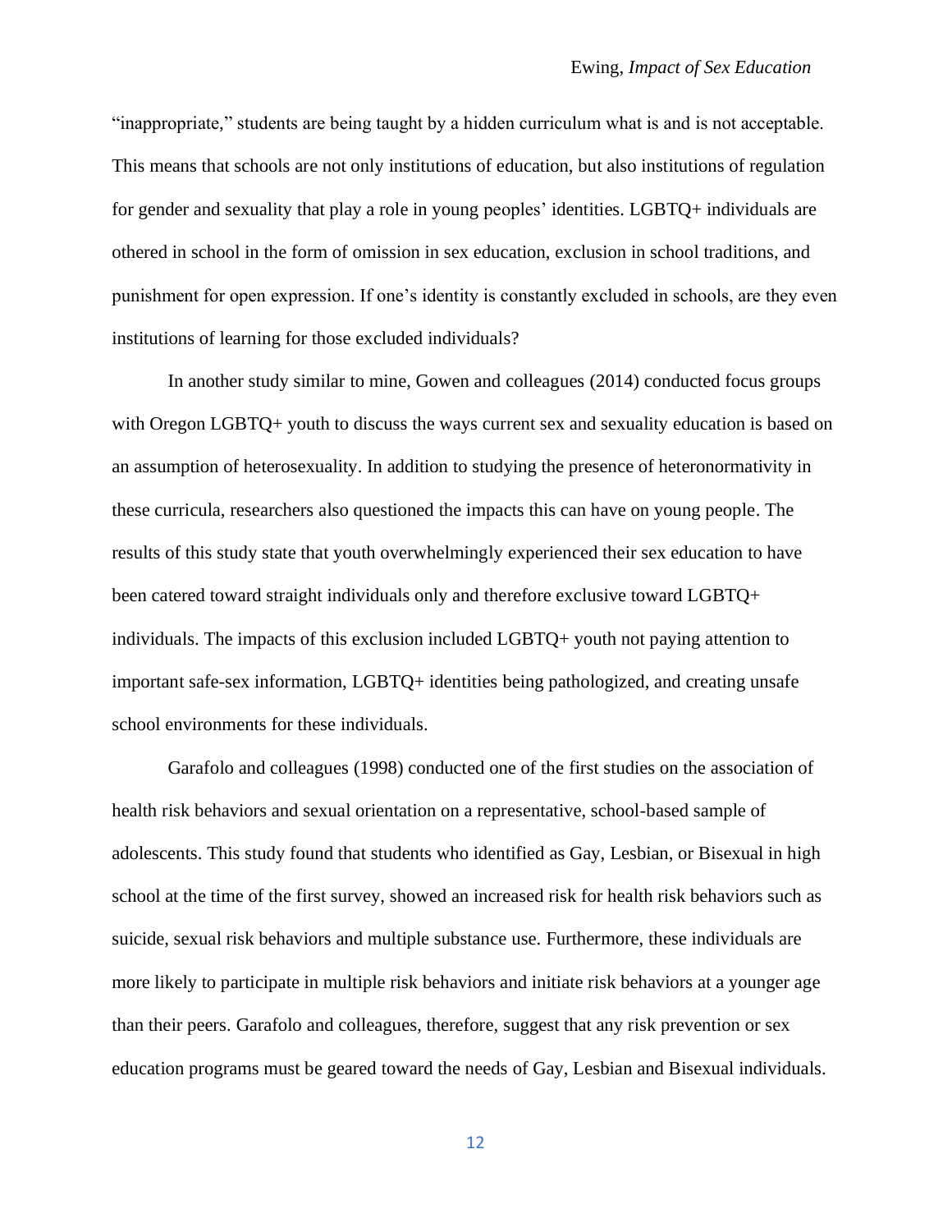"inappropriate," students are being taught by a hidden curriculum what is and is not acceptable. This means that schools are not only institutions of education, but also institutions of regulation for gender and sexuality that play a role in young peoples' identities. LGBTQ+ individuals are othered in school in the form of omission in sex education, exclusion in school traditions, and punishment for open expression. If one's identity is constantly excluded in schools, are they even institutions of learning for those excluded individuals?

In another study similar to mine, Gowen and colleagues (2014) conducted focus groups with Oregon LGBTQ+ youth to discuss the ways current sex and sexuality education is based on an assumption of heterosexuality. In addition to studying the presence of heteronormativity in these curricula, researchers also questioned the impacts this can have on young people. The results of this study state that youth overwhelmingly experienced their sex education to have been catered toward straight individuals only and therefore exclusive toward LGBTQ+ individuals. The impacts of this exclusion included LGBTQ+ youth not paying attention to important safe-sex information, LGBTQ+ identities being pathologized, and creating unsafe school environments for these individuals.

Garafolo and colleagues (1998) conducted one of the first studies on the association of health risk behaviors and sexual orientation on a representative, school-based sample of adolescents. This study found that students who identified as Gay, Lesbian, or Bisexual in high school at the time of the first survey, showed an increased risk for health risk behaviors such as suicide, sexual risk behaviors and multiple substance use. Furthermore, these individuals are more likely to participate in multiple risk behaviors and initiate risk behaviors at a younger age than their peers. Garafolo and colleagues, therefore, suggest that any risk prevention or sex education programs must be geared toward the needs of Gay, Lesbian and Bisexual individuals.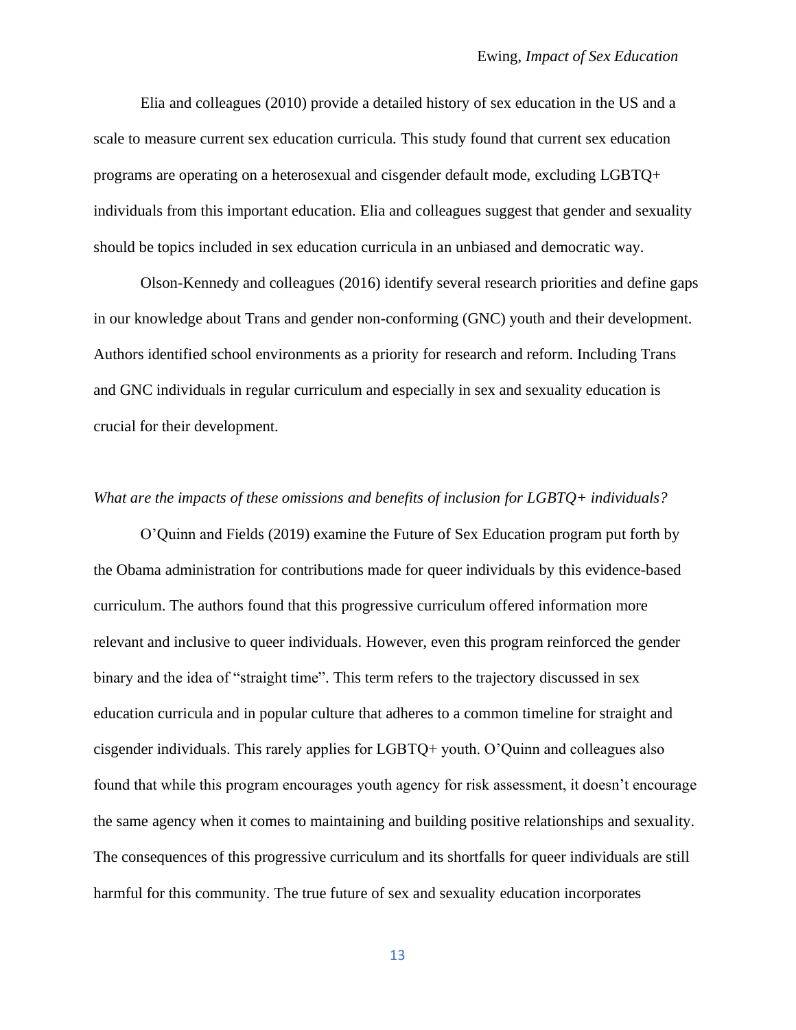Elia and colleagues (2010) provide a detailed history of sex education in the US and a scale to measure current sex education curricula. This study found that current sex education programs are operating on a heterosexual and cisgender default mode, excluding LGBTQ+ individuals from this important education. Elia and colleagues suggest that gender and sexuality should be topics included in sex education curricula in an unbiased and democratic way.

Olson-Kennedy and colleagues (2016) identify several research priorities and define gaps in our knowledge about Trans and gender non-conforming (GNC) youth and their development. Authors identified school environments as a priority for research and reform. Including Trans and GNC individuals in regular curriculum and especially in sex and sexuality education is crucial for their development.

*What are the impacts of these omissions and benefits of inclusion for LGBTQ+ individuals?*

O'Quinn and Fields (2019) examine the Future of Sex Education program put forth by the Obama administration for contributions made for queer individuals by this evidence-based curriculum. The authors found that this progressive curriculum offered information more relevant and inclusive to queer individuals. However, even this program reinforced the gender binary and the idea of "straight time". This term refers to the trajectory discussed in sex education curricula and in popular culture that adheres to a common timeline for straight and cisgender individuals. This rarely applies for LGBTQ+ youth. O'Quinn and colleagues also found that while this program encourages youth agency for risk assessment, it doesn't encourage the same agency when it comes to maintaining and building positive relationships and sexuality. The consequences of this progressive curriculum and its shortfalls for queer individuals are still harmful for this community. The true future of sex and sexuality education incorporates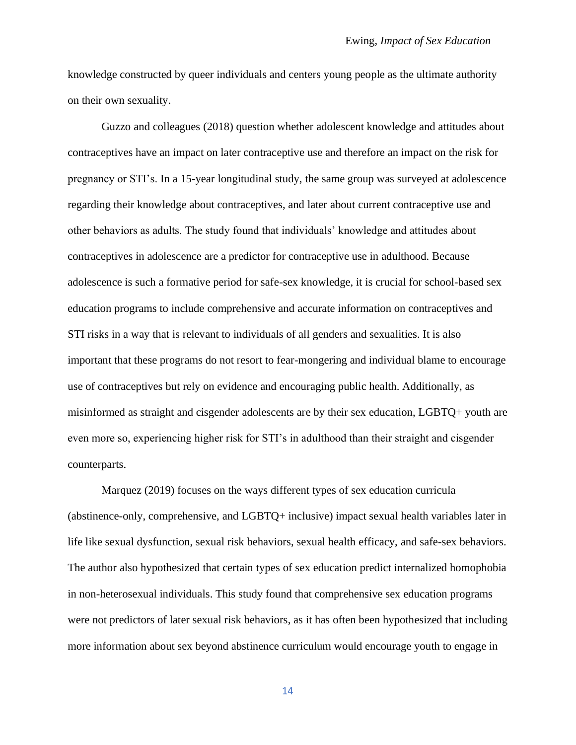knowledge constructed by queer individuals and centers young people as the ultimate authority on their own sexuality.

Guzzo and colleagues (2018) question whether adolescent knowledge and attitudes about contraceptives have an impact on later contraceptive use and therefore an impact on the risk for pregnancy or STI's. In a 15-year longitudinal study, the same group was surveyed at adolescence regarding their knowledge about contraceptives, and later about current contraceptive use and other behaviors as adults. The study found that individuals' knowledge and attitudes about contraceptives in adolescence are a predictor for contraceptive use in adulthood. Because adolescence is such a formative period for safe-sex knowledge, it is crucial for school-based sex education programs to include comprehensive and accurate information on contraceptives and STI risks in a way that is relevant to individuals of all genders and sexualities. It is also important that these programs do not resort to fear-mongering and individual blame to encourage use of contraceptives but rely on evidence and encouraging public health. Additionally, as misinformed as straight and cisgender adolescents are by their sex education, LGBTQ+ youth are even more so, experiencing higher risk for STI's in adulthood than their straight and cisgender counterparts.

Marquez (2019) focuses on the ways different types of sex education curricula (abstinence-only, comprehensive, and LGBTQ+ inclusive) impact sexual health variables later in life like sexual dysfunction, sexual risk behaviors, sexual health efficacy, and safe-sex behaviors. The author also hypothesized that certain types of sex education predict internalized homophobia in non-heterosexual individuals. This study found that comprehensive sex education programs were not predictors of later sexual risk behaviors, as it has often been hypothesized that including more information about sex beyond abstinence curriculum would encourage youth to engage in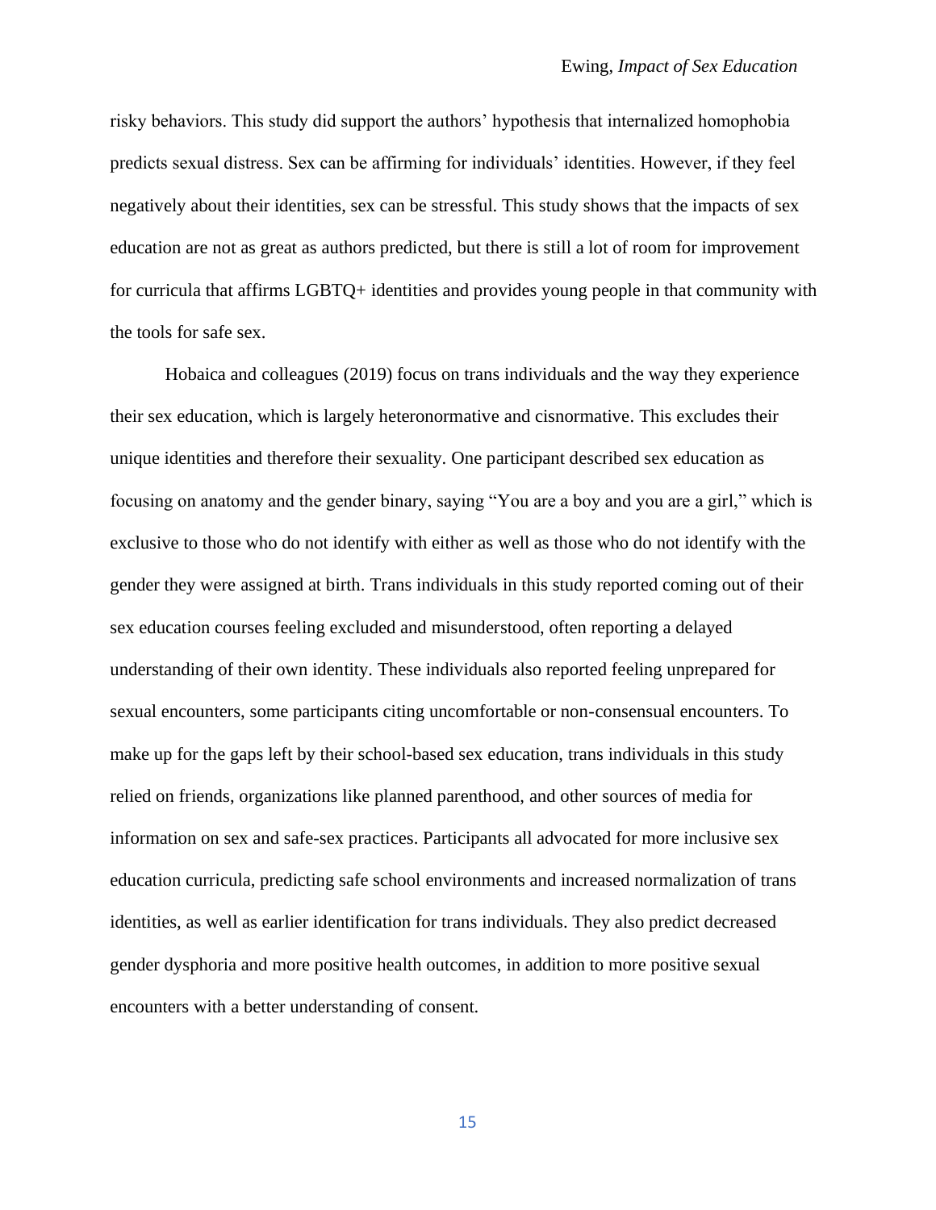risky behaviors. This study did support the authors' hypothesis that internalized homophobia predicts sexual distress. Sex can be affirming for individuals' identities. However, if they feel negatively about their identities, sex can be stressful. This study shows that the impacts of sex education are not as great as authors predicted, but there is still a lot of room for improvement for curricula that affirms LGBTQ+ identities and provides young people in that community with the tools for safe sex.

Hobaica and colleagues (2019) focus on trans individuals and the way they experience their sex education, which is largely heteronormative and cisnormative. This excludes their unique identities and therefore their sexuality. One participant described sex education as focusing on anatomy and the gender binary, saying "You are a boy and you are a girl," which is exclusive to those who do not identify with either as well as those who do not identify with the gender they were assigned at birth. Trans individuals in this study reported coming out of their sex education courses feeling excluded and misunderstood, often reporting a delayed understanding of their own identity. These individuals also reported feeling unprepared for sexual encounters, some participants citing uncomfortable or non-consensual encounters. To make up for the gaps left by their school-based sex education, trans individuals in this study relied on friends, organizations like planned parenthood, and other sources of media for information on sex and safe-sex practices. Participants all advocated for more inclusive sex education curricula, predicting safe school environments and increased normalization of trans identities, as well as earlier identification for trans individuals. They also predict decreased gender dysphoria and more positive health outcomes, in addition to more positive sexual encounters with a better understanding of consent.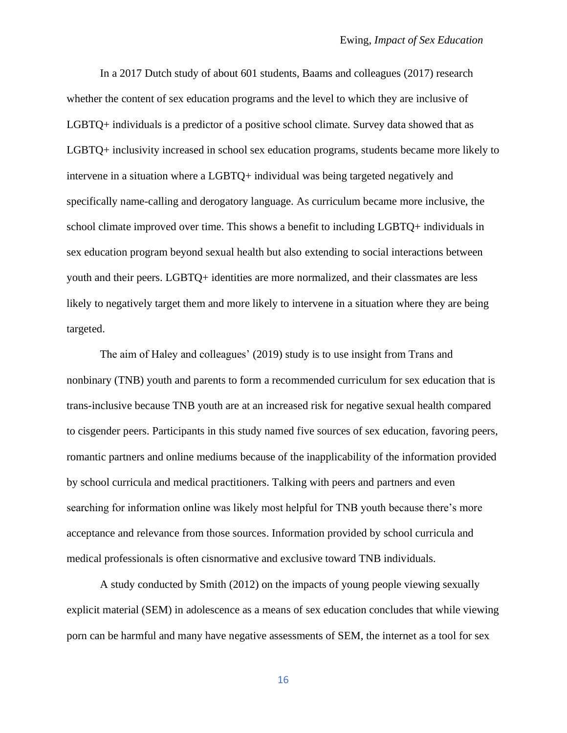In a 2017 Dutch study of about 601 students, Baams and colleagues (2017) research whether the content of sex education programs and the level to which they are inclusive of LGBTQ+ individuals is a predictor of a positive school climate. Survey data showed that as LGBTQ+ inclusivity increased in school sex education programs, students became more likely to intervene in a situation where a LGBTQ+ individual was being targeted negatively and specifically name-calling and derogatory language. As curriculum became more inclusive, the school climate improved over time. This shows a benefit to including LGBTQ+ individuals in sex education program beyond sexual health but also extending to social interactions between youth and their peers. LGBTQ+ identities are more normalized, and their classmates are less likely to negatively target them and more likely to intervene in a situation where they are being targeted.

The aim of Haley and colleagues' (2019) study is to use insight from Trans and nonbinary (TNB) youth and parents to form a recommended curriculum for sex education that is trans-inclusive because TNB youth are at an increased risk for negative sexual health compared to cisgender peers. Participants in this study named five sources of sex education, favoring peers, romantic partners and online mediums because of the inapplicability of the information provided by school curricula and medical practitioners. Talking with peers and partners and even searching for information online was likely most helpful for TNB youth because there's more acceptance and relevance from those sources. Information provided by school curricula and medical professionals is often cisnormative and exclusive toward TNB individuals.

A study conducted by Smith (2012) on the impacts of young people viewing sexually explicit material (SEM) in adolescence as a means of sex education concludes that while viewing porn can be harmful and many have negative assessments of SEM, the internet as a tool for sex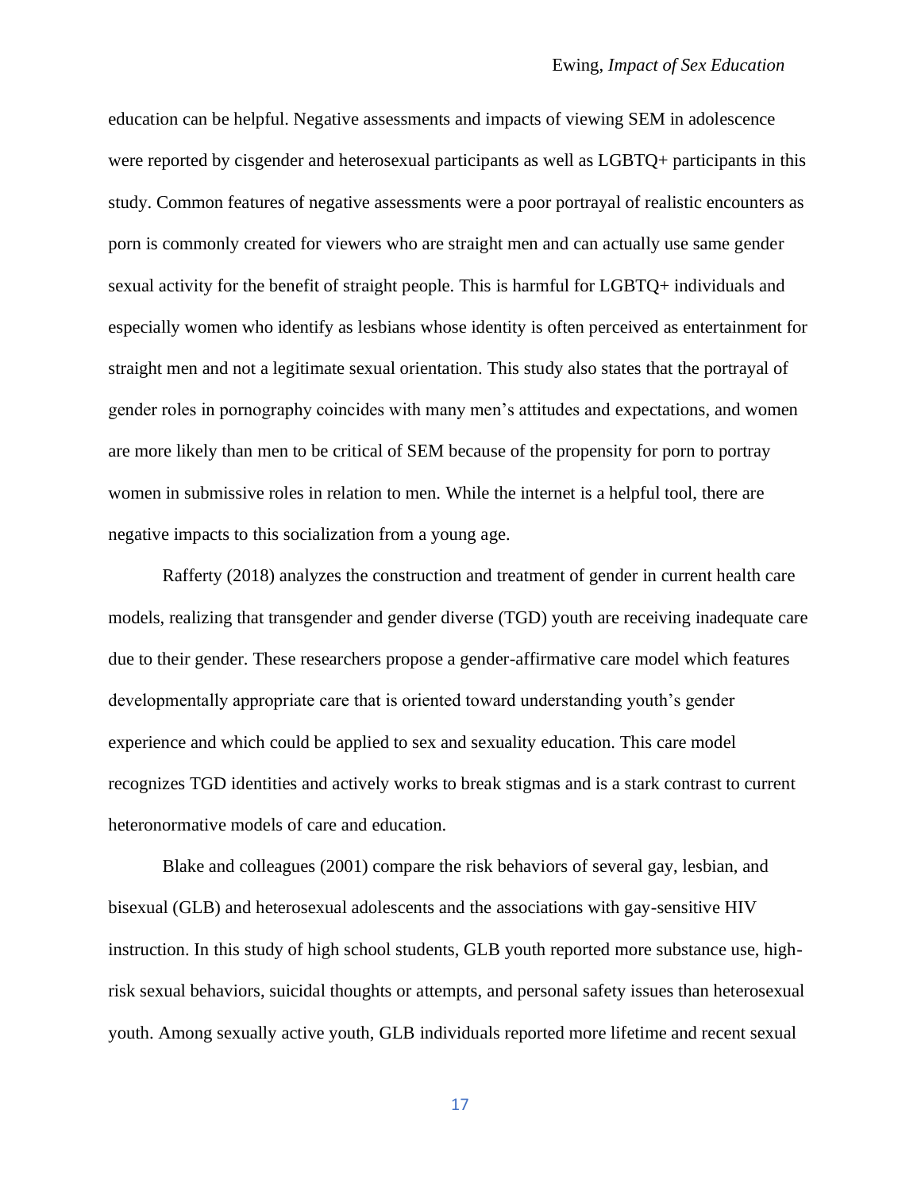education can be helpful. Negative assessments and impacts of viewing SEM in adolescence were reported by cisgender and heterosexual participants as well as LGBTQ+ participants in this study. Common features of negative assessments were a poor portrayal of realistic encounters as porn is commonly created for viewers who are straight men and can actually use same gender sexual activity for the benefit of straight people. This is harmful for LGBTQ+ individuals and especially women who identify as lesbians whose identity is often perceived as entertainment for straight men and not a legitimate sexual orientation. This study also states that the portrayal of gender roles in pornography coincides with many men's attitudes and expectations, and women are more likely than men to be critical of SEM because of the propensity for porn to portray women in submissive roles in relation to men. While the internet is a helpful tool, there are negative impacts to this socialization from a young age.

Rafferty (2018) analyzes the construction and treatment of gender in current health care models, realizing that transgender and gender diverse (TGD) youth are receiving inadequate care due to their gender. These researchers propose a gender-affirmative care model which features developmentally appropriate care that is oriented toward understanding youth's gender experience and which could be applied to sex and sexuality education. This care model recognizes TGD identities and actively works to break stigmas and is a stark contrast to current heteronormative models of care and education.

Blake and colleagues (2001) compare the risk behaviors of several gay, lesbian, and bisexual (GLB) and heterosexual adolescents and the associations with gay-sensitive HIV instruction. In this study of high school students, GLB youth reported more substance use, high-risk sexual behaviors, suicidal thoughts or attempts, and personal safety issues than heterosexual youth. Among sexually active youth, GLB individuals reported more lifetime and recent sexual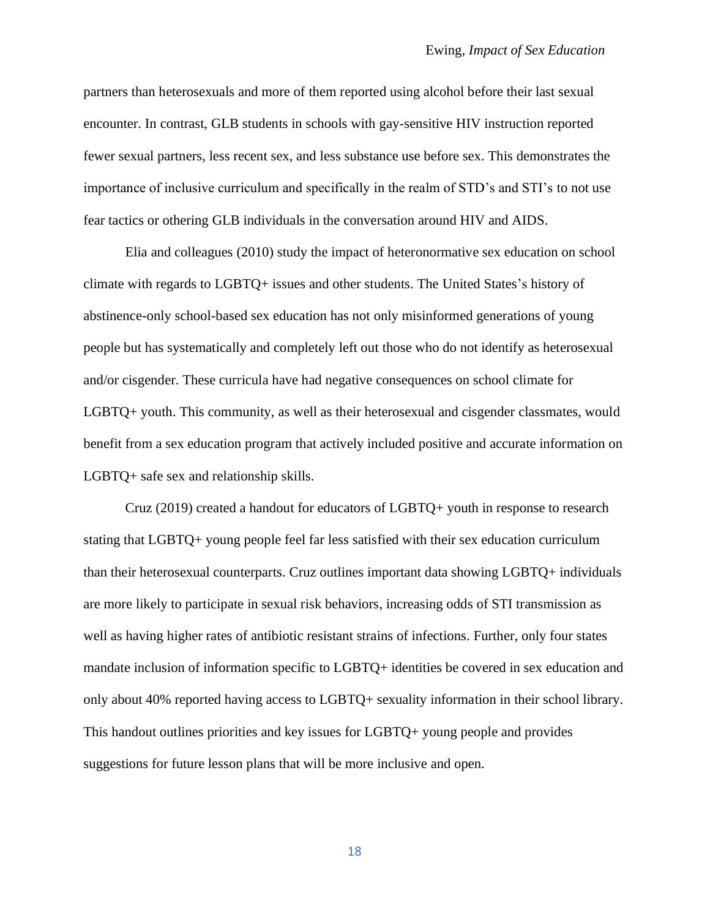partners than heterosexuals and more of them reported using alcohol before their last sexual encounter. In contrast, GLB students in schools with gay-sensitive HIV instruction reported fewer sexual partners, less recent sex, and less substance use before sex. This demonstrates the importance of inclusive curriculum and specifically in the realm of STD's and STI's to not use fear tactics or othering GLB individuals in the conversation around HIV and AIDS.

Elia and colleagues (2010) study the impact of heteronormative sex education on school climate with regards to LGBTQ+ issues and other students. The United States's history of abstinence-only school-based sex education has not only misinformed generations of young people but has systematically and completely left out those who do not identify as heterosexual and/or cisgender. These curricula have had negative consequences on school climate for LGBTQ+ youth. This community, as well as their heterosexual and cisgender classmates, would benefit from a sex education program that actively included positive and accurate information on LGBTQ+ safe sex and relationship skills.

Cruz (2019) created a handout for educators of LGBTQ+ youth in response to research stating that LGBTQ+ young people feel far less satisfied with their sex education curriculum than their heterosexual counterparts. Cruz outlines important data showing LGBTQ+ individuals are more likely to participate in sexual risk behaviors, increasing odds of STI transmission as well as having higher rates of antibiotic resistant strains of infections. Further, only four states mandate inclusion of information specific to LGBTQ+ identities be covered in sex education and only about 40% reported having access to LGBTQ+ sexuality information in their school library. This handout outlines priorities and key issues for LGBTQ+ young people and provides suggestions for future lesson plans that will be more inclusive and open.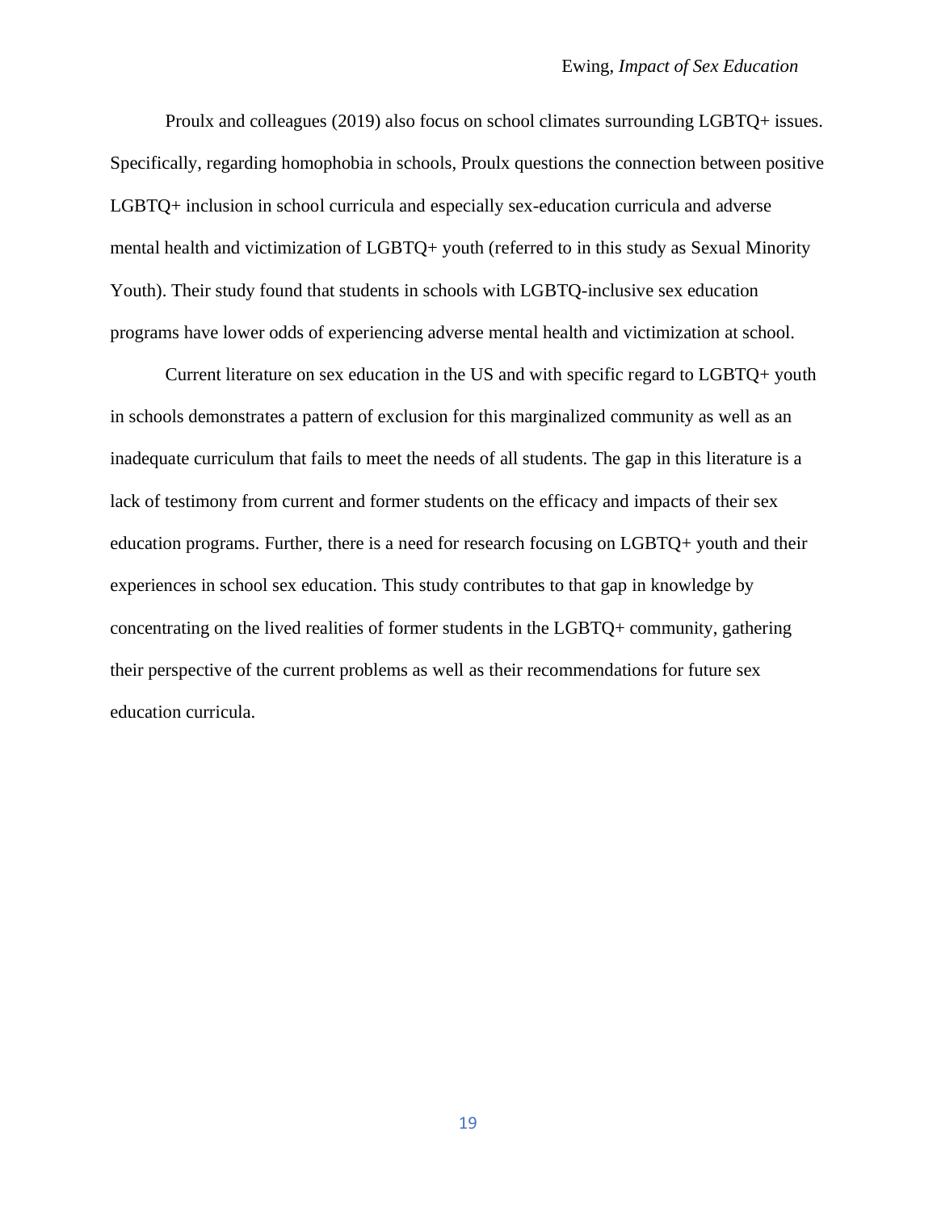Proulx and colleagues (2019) also focus on school climates surrounding LGBTQ+ issues. Specifically, regarding homophobia in schools, Proulx questions the connection between positive LGBTQ+ inclusion in school curricula and especially sex-education curricula and adverse mental health and victimization of LGBTQ+ youth (referred to in this study as Sexual Minority Youth). Their study found that students in schools with LGBTQ-inclusive sex education programs have lower odds of experiencing adverse mental health and victimization at school.

Current literature on sex education in the US and with specific regard to LGBTQ+ youth in schools demonstrates a pattern of exclusion for this marginalized community as well as an inadequate curriculum that fails to meet the needs of all students. The gap in this literature is a lack of testimony from current and former students on the efficacy and impacts of their sex education programs. Further, there is a need for research focusing on LGBTQ+ youth and their experiences in school sex education. This study contributes to that gap in knowledge by concentrating on the lived realities of former students in the LGBTQ+ community, gathering their perspective of the current problems as well as their recommendations for future sex education curricula.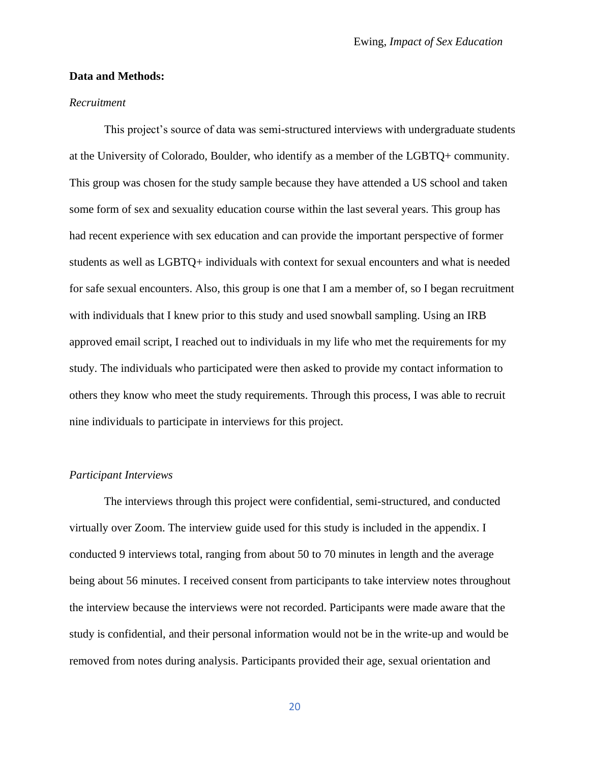**Data and Methods:**

*Recruitment*

This project's source of data was semi-structured interviews with undergraduate students at the University of Colorado, Boulder, who identify as a member of the LGBTQ+ community. This group was chosen for the study sample because they have attended a US school and taken some form of sex and sexuality education course within the last several years. This group has had recent experience with sex education and can provide the important perspective of former students as well as LGBTQ+ individuals with context for sexual encounters and what is needed for safe sexual encounters. Also, this group is one that I am a member of, so I began recruitment with individuals that I knew prior to this study and used snowball sampling. Using an IRB approved email script, I reached out to individuals in my life who met the requirements for my study. The individuals who participated were then asked to provide my contact information to others they know who meet the study requirements. Through this process, I was able to recruit nine individuals to participate in interviews for this project.

*Participant Interviews*

The interviews through this project were confidential, semi-structured, and conducted virtually over Zoom. The interview guide used for this study is included in the appendix. I conducted 9 interviews total, ranging from about 50 to 70 minutes in length and the average being about 56 minutes. I received consent from participants to take interview notes throughout the interview because the interviews were not recorded. Participants were made aware that the study is confidential, and their personal information would not be in the write-up and would be removed from notes during analysis. Participants provided their age, sexual orientation and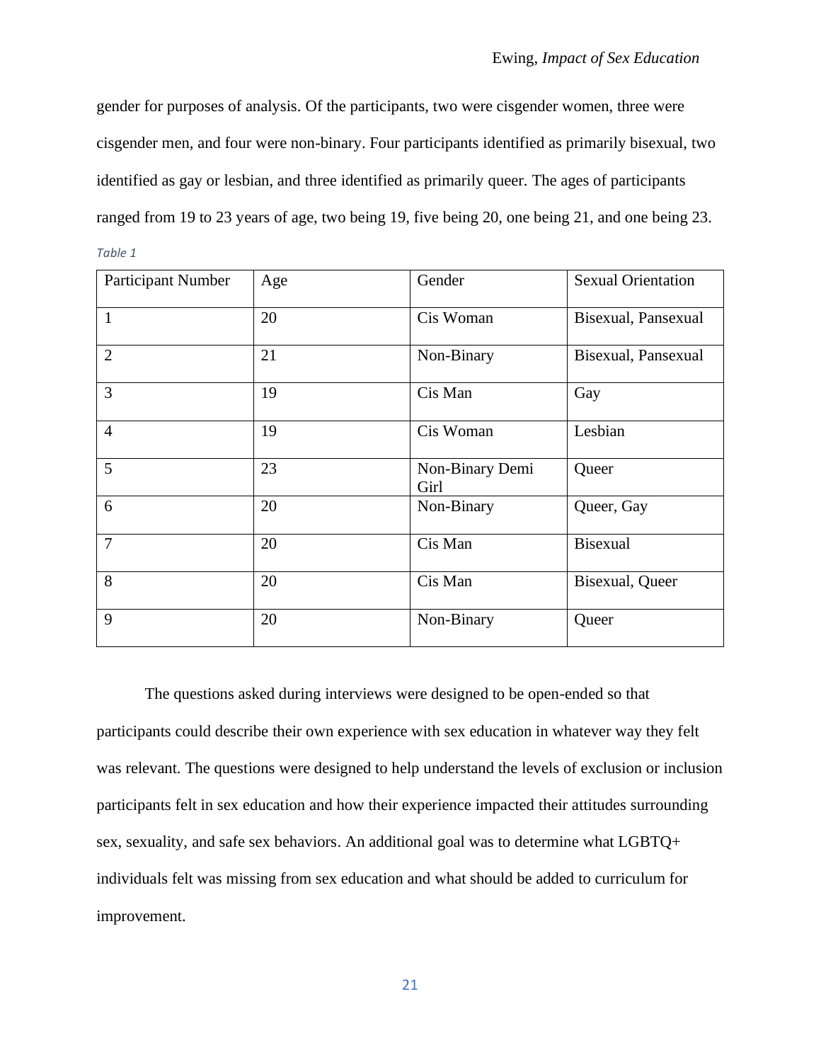gender for purposes of analysis. Of the participants, two were cisgender women, three were cisgender men, and four were non-binary. Four participants identified as primarily bisexual, two identified as gay or lesbian, and three identified as primarily queer. The ages of participants ranged from 19 to 23 years of age, two being 19, five being 20, one being 21, and one being 23.

*Table 1*

| Participant Number | Age | Gender | Sexual Orientation |
| --- | --- | --- | --- |
| 1 | 20 | Cis Woman | Bisexual, Pansexual |
| 2 | 21 | Non-Binary | Bisexual, Pansexual |
| 3 | 19 | Cis Man | Gay |
| 4 | 19 | Cis Woman | Lesbian |
| 5 | 23 | Non-Binary Demi Girl | Queer |
| 6 | 20 | Non-Binary | Queer, Gay |
| 7 | 20 | Cis Man | Bisexual |
| 8 | 20 | Cis Man | Bisexual, Queer |
| 9 | 20 | Non-Binary | Queer |

The questions asked during interviews were designed to be open-ended so that participants could describe their own experience with sex education in whatever way they felt was relevant. The questions were designed to help understand the levels of exclusion or inclusion participants felt in sex education and how their experience impacted their attitudes surrounding sex, sexuality, and safe sex behaviors. An additional goal was to determine what LGBTQ+ individuals felt was missing from sex education and what should be added to curriculum for improvement.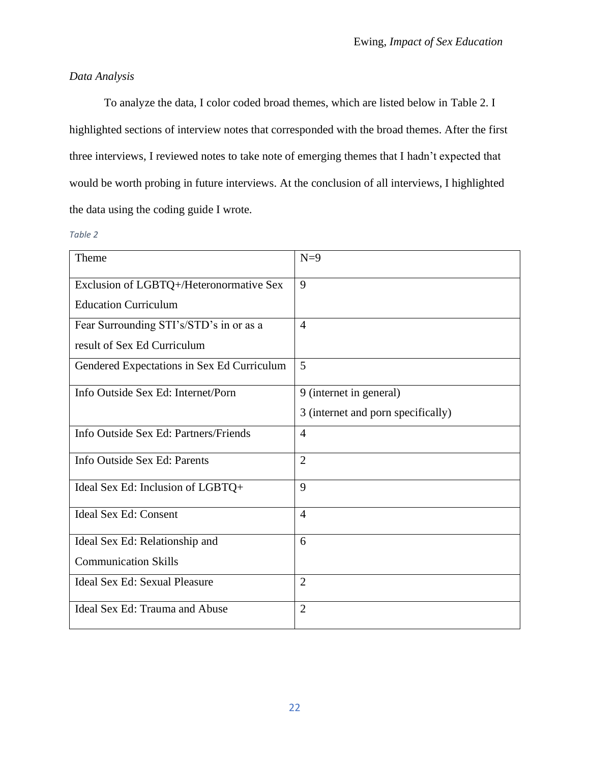*Data Analysis*

To analyze the data, I color coded broad themes, which are listed below in Table 2. I highlighted sections of interview notes that corresponded with the broad themes. After the first three interviews, I reviewed notes to take note of emerging themes that I hadn't expected that would be worth probing in future interviews. At the conclusion of all interviews, I highlighted the data using the coding guide I wrote.

*Table 2*

| Theme | N=9 |
| --- | --- |
| Exclusion of LGBTQ+/Heteronormative Sex Education Curriculum | 9 |
| Fear Surrounding STI's/STD's in or as a result of Sex Ed Curriculum | 4 |
| Gendered Expectations in Sex Ed Curriculum | 5 |
| Info Outside Sex Ed: Internet/Porn | 9 (internet in general)<br>3 (internet and porn specifically) |
| Info Outside Sex Ed: Partners/Friends | 4 |
| Info Outside Sex Ed: Parents | 2 |
| Ideal Sex Ed: Inclusion of LGBTQ+ | 9 |
| Ideal Sex Ed: Consent | 4 |
| Ideal Sex Ed: Relationship and Communication Skills | 6 |
| Ideal Sex Ed: Sexual Pleasure | 2 |
| Ideal Sex Ed: Trauma and Abuse | 2 |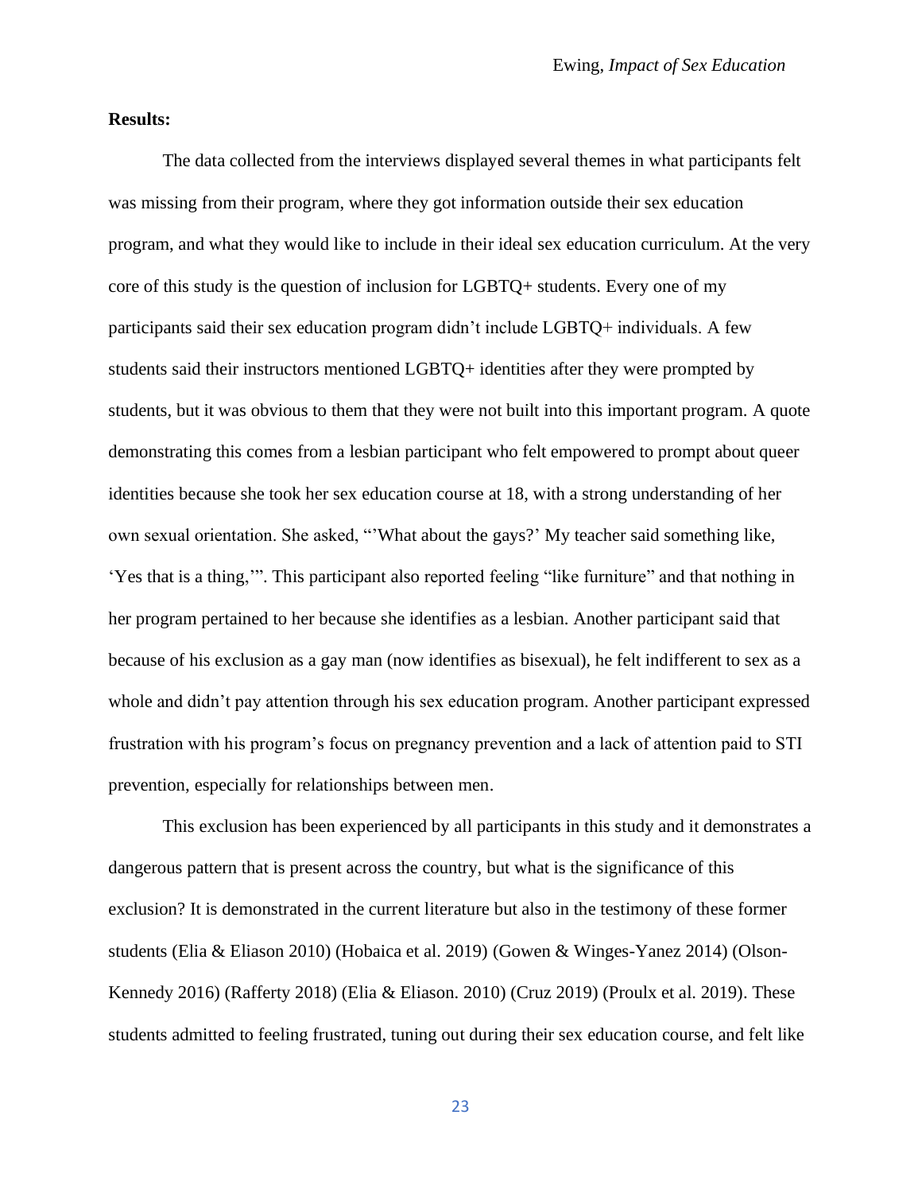**Results:**

The data collected from the interviews displayed several themes in what participants felt was missing from their program, where they got information outside their sex education program, and what they would like to include in their ideal sex education curriculum. At the very core of this study is the question of inclusion for LGBTQ+ students. Every one of my participants said their sex education program didn't include LGBTQ+ individuals. A few students said their instructors mentioned LGBTQ+ identities after they were prompted by students, but it was obvious to them that they were not built into this important program. A quote demonstrating this comes from a lesbian participant who felt empowered to prompt about queer identities because she took her sex education course at 18, with a strong understanding of her own sexual orientation. She asked, "'What about the gays?' My teacher said something like, 'Yes that is a thing,'". This participant also reported feeling "like furniture" and that nothing in her program pertained to her because she identifies as a lesbian. Another participant said that because of his exclusion as a gay man (now identifies as bisexual), he felt indifferent to sex as a whole and didn't pay attention through his sex education program. Another participant expressed frustration with his program's focus on pregnancy prevention and a lack of attention paid to STI prevention, especially for relationships between men.

This exclusion has been experienced by all participants in this study and it demonstrates a dangerous pattern that is present across the country, but what is the significance of this exclusion? It is demonstrated in the current literature but also in the testimony of these former students (Elia & Eliason 2010) (Hobaica et al. 2019) (Gowen & Winges-Yanez 2014) (Olson-Kennedy 2016) (Rafferty 2018) (Elia & Eliason. 2010) (Cruz 2019) (Proulx et al. 2019). These students admitted to feeling frustrated, tuning out during their sex education course, and felt like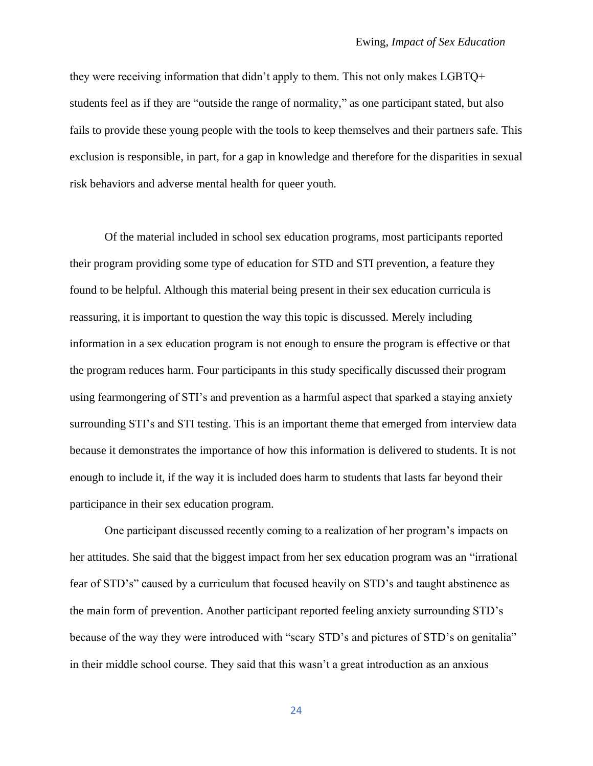they were receiving information that didn't apply to them. This not only makes LGBTQ+ students feel as if they are "outside the range of normality," as one participant stated, but also fails to provide these young people with the tools to keep themselves and their partners safe. This exclusion is responsible, in part, for a gap in knowledge and therefore for the disparities in sexual risk behaviors and adverse mental health for queer youth.

Of the material included in school sex education programs, most participants reported their program providing some type of education for STD and STI prevention, a feature they found to be helpful. Although this material being present in their sex education curricula is reassuring, it is important to question the way this topic is discussed. Merely including information in a sex education program is not enough to ensure the program is effective or that the program reduces harm. Four participants in this study specifically discussed their program using fearmongering of STI's and prevention as a harmful aspect that sparked a staying anxiety surrounding STI's and STI testing. This is an important theme that emerged from interview data because it demonstrates the importance of how this information is delivered to students. It is not enough to include it, if the way it is included does harm to students that lasts far beyond their participance in their sex education program.

One participant discussed recently coming to a realization of her program's impacts on her attitudes. She said that the biggest impact from her sex education program was an "irrational fear of STD's" caused by a curriculum that focused heavily on STD's and taught abstinence as the main form of prevention. Another participant reported feeling anxiety surrounding STD's because of the way they were introduced with "scary STD's and pictures of STD's on genitalia" in their middle school course. They said that this wasn't a great introduction as an anxious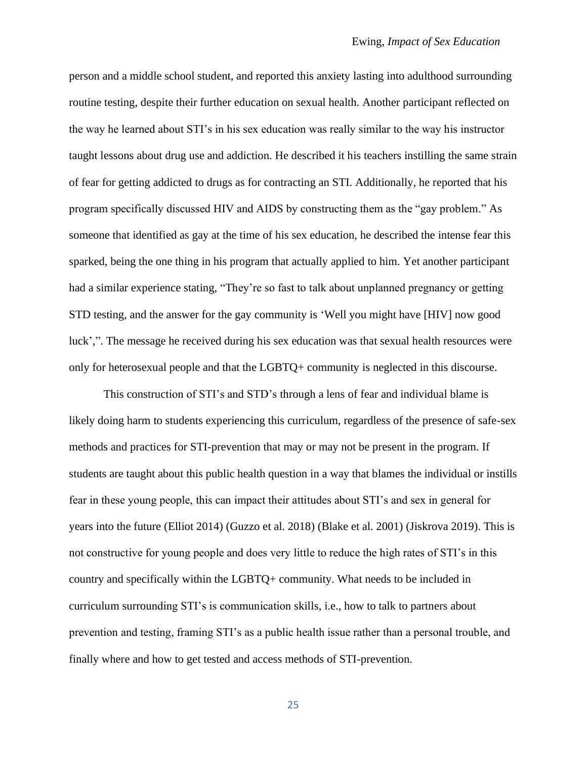person and a middle school student, and reported this anxiety lasting into adulthood surrounding routine testing, despite their further education on sexual health. Another participant reflected on the way he learned about STI's in his sex education was really similar to the way his instructor taught lessons about drug use and addiction. He described it his teachers instilling the same strain of fear for getting addicted to drugs as for contracting an STI. Additionally, he reported that his program specifically discussed HIV and AIDS by constructing them as the "gay problem." As someone that identified as gay at the time of his sex education, he described the intense fear this sparked, being the one thing in his program that actually applied to him. Yet another participant had a similar experience stating, "They're so fast to talk about unplanned pregnancy or getting STD testing, and the answer for the gay community is 'Well you might have [HIV] now good luck',". The message he received during his sex education was that sexual health resources were only for heterosexual people and that the LGBTQ+ community is neglected in this discourse.

This construction of STI's and STD's through a lens of fear and individual blame is likely doing harm to students experiencing this curriculum, regardless of the presence of safe-sex methods and practices for STI-prevention that may or may not be present in the program. If students are taught about this public health question in a way that blames the individual or instills fear in these young people, this can impact their attitudes about STI's and sex in general for years into the future (Elliot 2014) (Guzzo et al. 2018) (Blake et al. 2001) (Jiskrova 2019). This is not constructive for young people and does very little to reduce the high rates of STI's in this country and specifically within the LGBTQ+ community. What needs to be included in curriculum surrounding STI's is communication skills, i.e., how to talk to partners about prevention and testing, framing STI's as a public health issue rather than a personal trouble, and finally where and how to get tested and access methods of STI-prevention.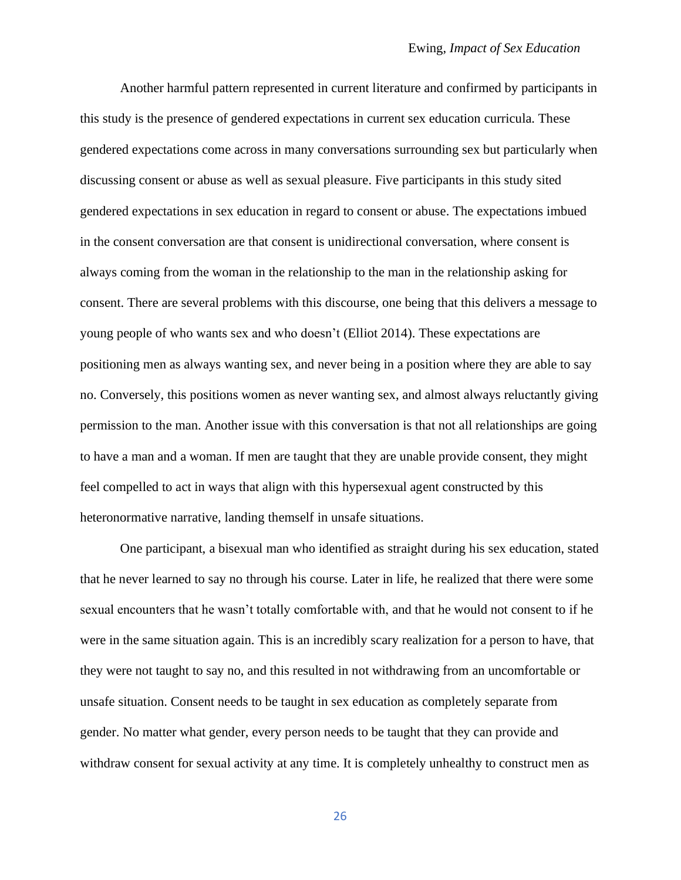Another harmful pattern represented in current literature and confirmed by participants in this study is the presence of gendered expectations in current sex education curricula. These gendered expectations come across in many conversations surrounding sex but particularly when discussing consent or abuse as well as sexual pleasure. Five participants in this study sited gendered expectations in sex education in regard to consent or abuse. The expectations imbued in the consent conversation are that consent is unidirectional conversation, where consent is always coming from the woman in the relationship to the man in the relationship asking for consent. There are several problems with this discourse, one being that this delivers a message to young people of who wants sex and who doesn't (Elliot 2014). These expectations are positioning men as always wanting sex, and never being in a position where they are able to say no. Conversely, this positions women as never wanting sex, and almost always reluctantly giving permission to the man. Another issue with this conversation is that not all relationships are going to have a man and a woman. If men are taught that they are unable provide consent, they might feel compelled to act in ways that align with this hypersexual agent constructed by this heteronormative narrative, landing themself in unsafe situations.

One participant, a bisexual man who identified as straight during his sex education, stated that he never learned to say no through his course. Later in life, he realized that there were some sexual encounters that he wasn't totally comfortable with, and that he would not consent to if he were in the same situation again. This is an incredibly scary realization for a person to have, that they were not taught to say no, and this resulted in not withdrawing from an uncomfortable or unsafe situation. Consent needs to be taught in sex education as completely separate from gender. No matter what gender, every person needs to be taught that they can provide and withdraw consent for sexual activity at any time. It is completely unhealthy to construct men as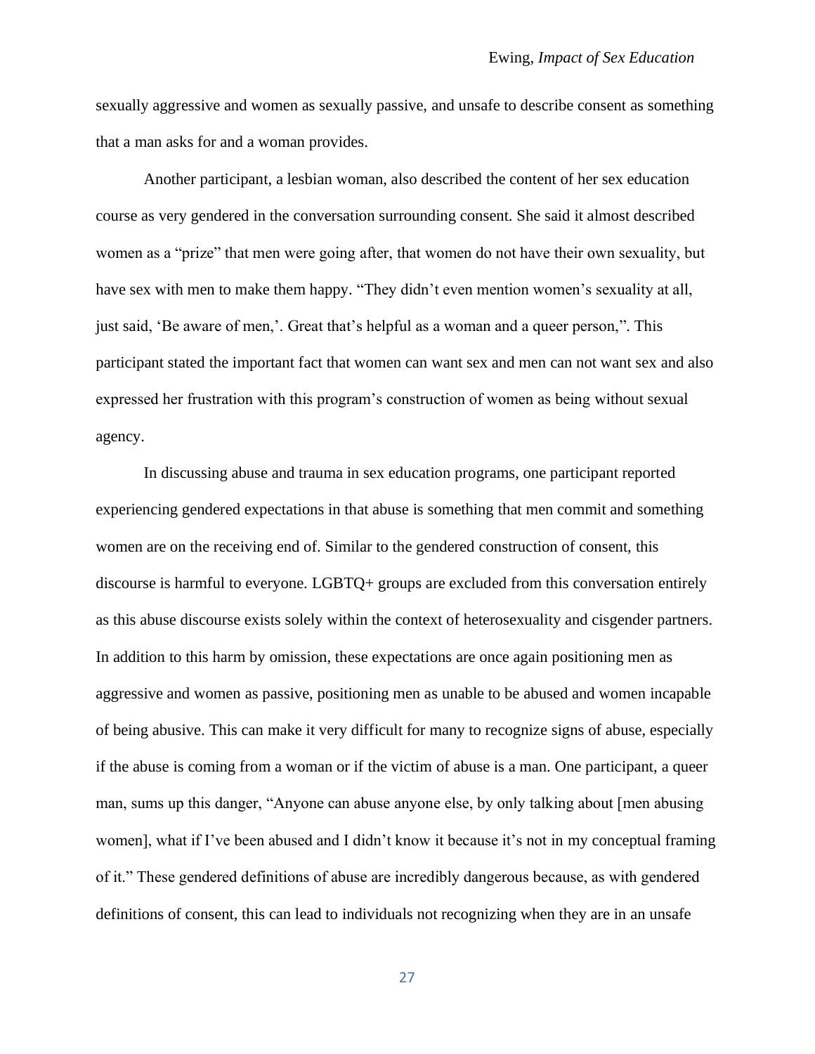sexually aggressive and women as sexually passive, and unsafe to describe consent as something that a man asks for and a woman provides.

Another participant, a lesbian woman, also described the content of her sex education course as very gendered in the conversation surrounding consent. She said it almost described women as a "prize" that men were going after, that women do not have their own sexuality, but have sex with men to make them happy. "They didn't even mention women's sexuality at all, just said, 'Be aware of men,'. Great that's helpful as a woman and a queer person,". This participant stated the important fact that women can want sex and men can not want sex and also expressed her frustration with this program's construction of women as being without sexual agency.

In discussing abuse and trauma in sex education programs, one participant reported experiencing gendered expectations in that abuse is something that men commit and something women are on the receiving end of. Similar to the gendered construction of consent, this discourse is harmful to everyone. LGBTQ+ groups are excluded from this conversation entirely as this abuse discourse exists solely within the context of heterosexuality and cisgender partners. In addition to this harm by omission, these expectations are once again positioning men as aggressive and women as passive, positioning men as unable to be abused and women incapable of being abusive. This can make it very difficult for many to recognize signs of abuse, especially if the abuse is coming from a woman or if the victim of abuse is a man. One participant, a queer man, sums up this danger, "Anyone can abuse anyone else, by only talking about [men abusing women], what if I've been abused and I didn't know it because it's not in my conceptual framing of it." These gendered definitions of abuse are incredibly dangerous because, as with gendered definitions of consent, this can lead to individuals not recognizing when they are in an unsafe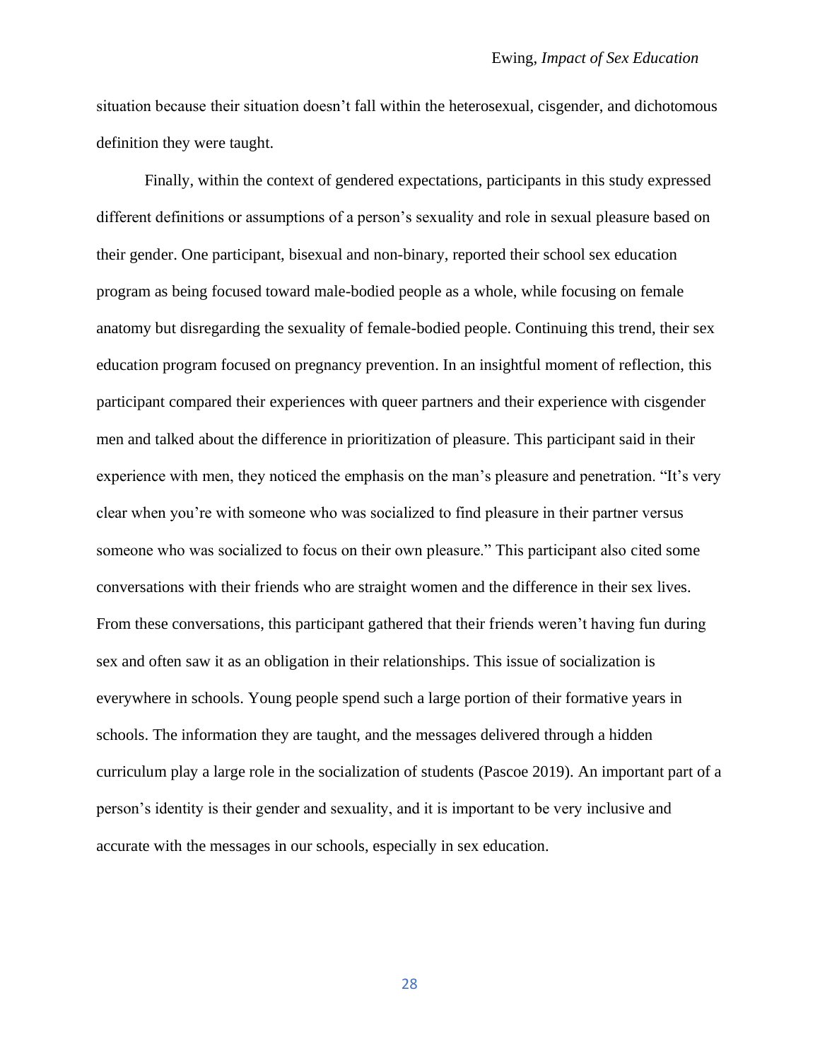situation because their situation doesn't fall within the heterosexual, cisgender, and dichotomous definition they were taught.

Finally, within the context of gendered expectations, participants in this study expressed different definitions or assumptions of a person's sexuality and role in sexual pleasure based on their gender. One participant, bisexual and non-binary, reported their school sex education program as being focused toward male-bodied people as a whole, while focusing on female anatomy but disregarding the sexuality of female-bodied people. Continuing this trend, their sex education program focused on pregnancy prevention. In an insightful moment of reflection, this participant compared their experiences with queer partners and their experience with cisgender men and talked about the difference in prioritization of pleasure. This participant said in their experience with men, they noticed the emphasis on the man's pleasure and penetration. "It's very clear when you're with someone who was socialized to find pleasure in their partner versus someone who was socialized to focus on their own pleasure." This participant also cited some conversations with their friends who are straight women and the difference in their sex lives. From these conversations, this participant gathered that their friends weren't having fun during sex and often saw it as an obligation in their relationships. This issue of socialization is everywhere in schools. Young people spend such a large portion of their formative years in schools. The information they are taught, and the messages delivered through a hidden curriculum play a large role in the socialization of students (Pascoe 2019). An important part of a person's identity is their gender and sexuality, and it is important to be very inclusive and accurate with the messages in our schools, especially in sex education.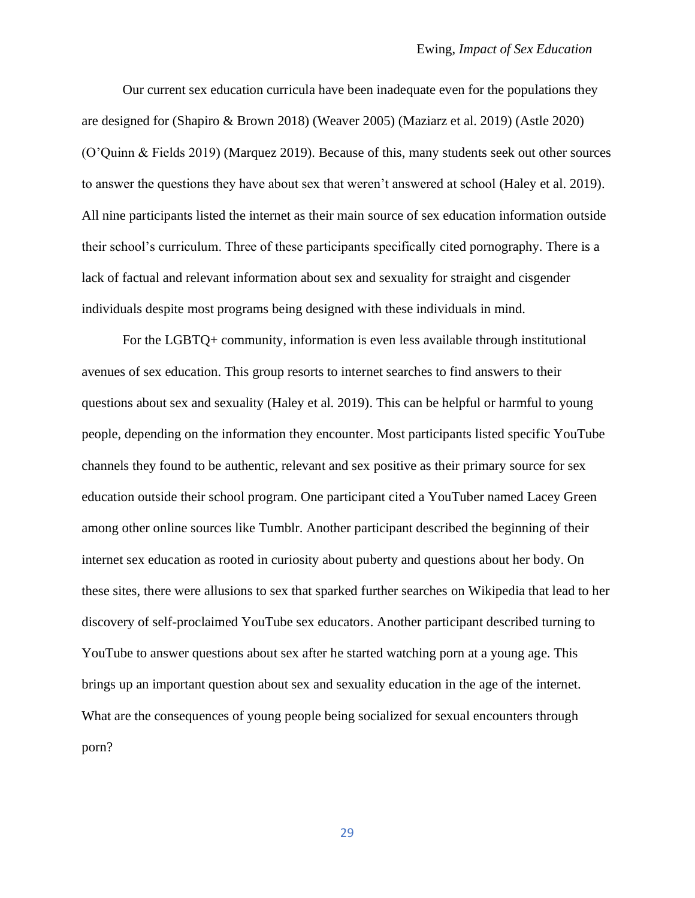Our current sex education curricula have been inadequate even for the populations they are designed for (Shapiro & Brown 2018) (Weaver 2005) (Maziarz et al. 2019) (Astle 2020) (O'Quinn & Fields 2019) (Marquez 2019). Because of this, many students seek out other sources to answer the questions they have about sex that weren't answered at school (Haley et al. 2019). All nine participants listed the internet as their main source of sex education information outside their school's curriculum. Three of these participants specifically cited pornography. There is a lack of factual and relevant information about sex and sexuality for straight and cisgender individuals despite most programs being designed with these individuals in mind.

For the LGBTQ+ community, information is even less available through institutional avenues of sex education. This group resorts to internet searches to find answers to their questions about sex and sexuality (Haley et al. 2019). This can be helpful or harmful to young people, depending on the information they encounter. Most participants listed specific YouTube channels they found to be authentic, relevant and sex positive as their primary source for sex education outside their school program. One participant cited a YouTuber named Lacey Green among other online sources like Tumblr. Another participant described the beginning of their internet sex education as rooted in curiosity about puberty and questions about her body. On these sites, there were allusions to sex that sparked further searches on Wikipedia that lead to her discovery of self-proclaimed YouTube sex educators. Another participant described turning to YouTube to answer questions about sex after he started watching porn at a young age. This brings up an important question about sex and sexuality education in the age of the internet. What are the consequences of young people being socialized for sexual encounters through porn?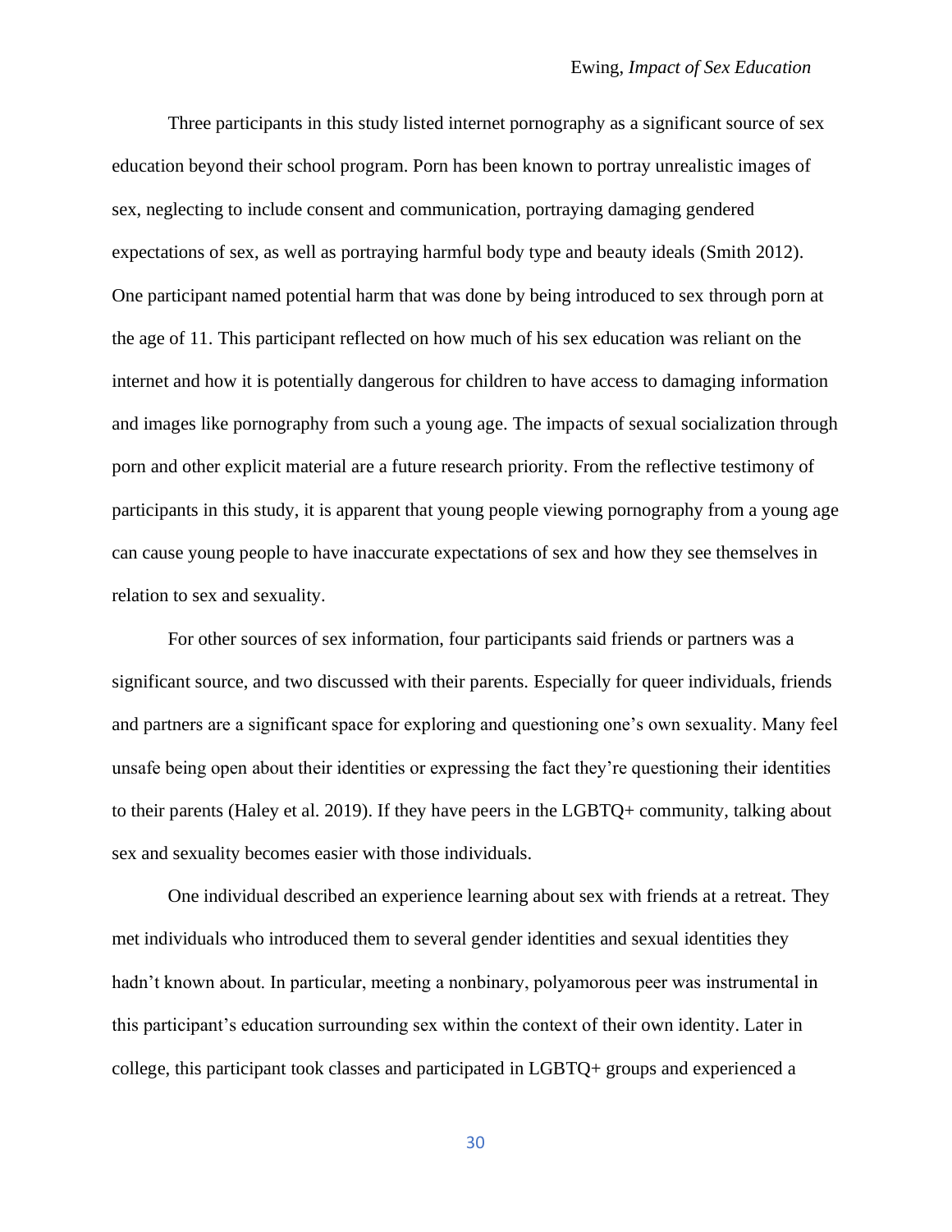Three participants in this study listed internet pornography as a significant source of sex education beyond their school program. Porn has been known to portray unrealistic images of sex, neglecting to include consent and communication, portraying damaging gendered expectations of sex, as well as portraying harmful body type and beauty ideals (Smith 2012). One participant named potential harm that was done by being introduced to sex through porn at the age of 11. This participant reflected on how much of his sex education was reliant on the internet and how it is potentially dangerous for children to have access to damaging information and images like pornography from such a young age. The impacts of sexual socialization through porn and other explicit material are a future research priority. From the reflective testimony of participants in this study, it is apparent that young people viewing pornography from a young age can cause young people to have inaccurate expectations of sex and how they see themselves in relation to sex and sexuality.

For other sources of sex information, four participants said friends or partners was a significant source, and two discussed with their parents. Especially for queer individuals, friends and partners are a significant space for exploring and questioning one's own sexuality. Many feel unsafe being open about their identities or expressing the fact they're questioning their identities to their parents (Haley et al. 2019). If they have peers in the LGBTQ+ community, talking about sex and sexuality becomes easier with those individuals.

One individual described an experience learning about sex with friends at a retreat. They met individuals who introduced them to several gender identities and sexual identities they hadn't known about. In particular, meeting a nonbinary, polyamorous peer was instrumental in this participant's education surrounding sex within the context of their own identity. Later in college, this participant took classes and participated in LGBTQ+ groups and experienced a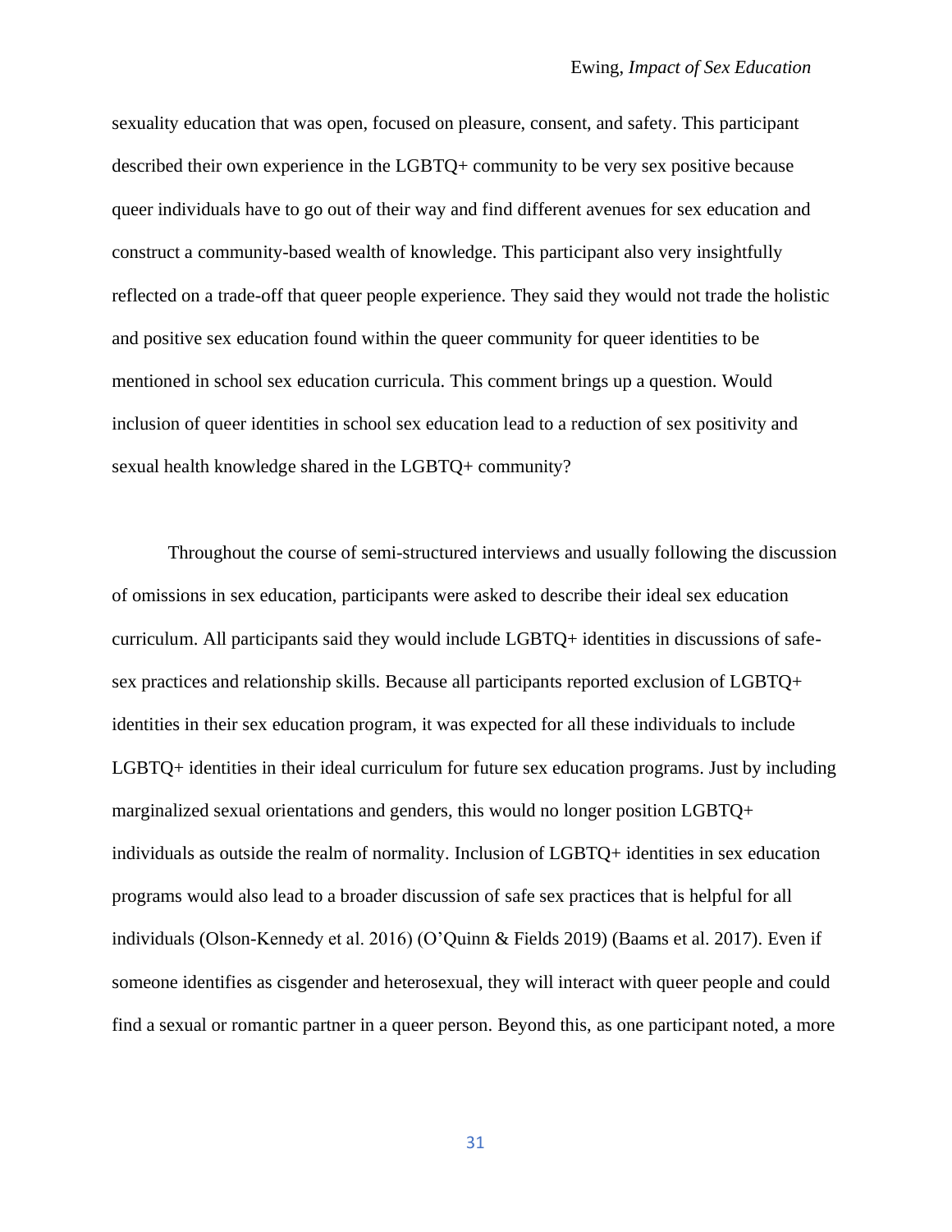sexuality education that was open, focused on pleasure, consent, and safety. This participant described their own experience in the LGBTQ+ community to be very sex positive because queer individuals have to go out of their way and find different avenues for sex education and construct a community-based wealth of knowledge. This participant also very insightfully reflected on a trade-off that queer people experience. They said they would not trade the holistic and positive sex education found within the queer community for queer identities to be mentioned in school sex education curricula. This comment brings up a question. Would inclusion of queer identities in school sex education lead to a reduction of sex positivity and sexual health knowledge shared in the LGBTQ+ community?

Throughout the course of semi-structured interviews and usually following the discussion of omissions in sex education, participants were asked to describe their ideal sex education curriculum. All participants said they would include LGBTQ+ identities in discussions of safe-sex practices and relationship skills. Because all participants reported exclusion of LGBTQ+ identities in their sex education program, it was expected for all these individuals to include LGBTQ+ identities in their ideal curriculum for future sex education programs. Just by including marginalized sexual orientations and genders, this would no longer position LGBTQ+ individuals as outside the realm of normality. Inclusion of LGBTQ+ identities in sex education programs would also lead to a broader discussion of safe sex practices that is helpful for all individuals (Olson-Kennedy et al. 2016) (O'Quinn & Fields 2019) (Baams et al. 2017). Even if someone identifies as cisgender and heterosexual, they will interact with queer people and could find a sexual or romantic partner in a queer person. Beyond this, as one participant noted, a more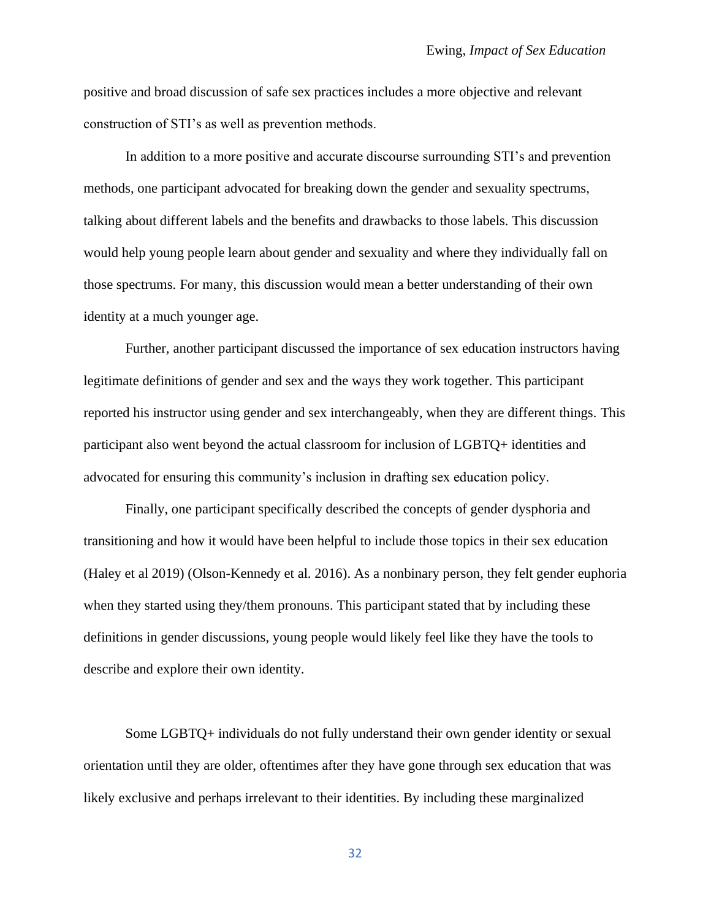positive and broad discussion of safe sex practices includes a more objective and relevant construction of STI's as well as prevention methods.

In addition to a more positive and accurate discourse surrounding STI's and prevention methods, one participant advocated for breaking down the gender and sexuality spectrums, talking about different labels and the benefits and drawbacks to those labels. This discussion would help young people learn about gender and sexuality and where they individually fall on those spectrums. For many, this discussion would mean a better understanding of their own identity at a much younger age.

Further, another participant discussed the importance of sex education instructors having legitimate definitions of gender and sex and the ways they work together. This participant reported his instructor using gender and sex interchangeably, when they are different things. This participant also went beyond the actual classroom for inclusion of LGBTQ+ identities and advocated for ensuring this community's inclusion in drafting sex education policy.

Finally, one participant specifically described the concepts of gender dysphoria and transitioning and how it would have been helpful to include those topics in their sex education (Haley et al 2019) (Olson-Kennedy et al. 2016). As a nonbinary person, they felt gender euphoria when they started using they/them pronouns. This participant stated that by including these definitions in gender discussions, young people would likely feel like they have the tools to describe and explore their own identity.

Some LGBTQ+ individuals do not fully understand their own gender identity or sexual orientation until they are older, oftentimes after they have gone through sex education that was likely exclusive and perhaps irrelevant to their identities. By including these marginalized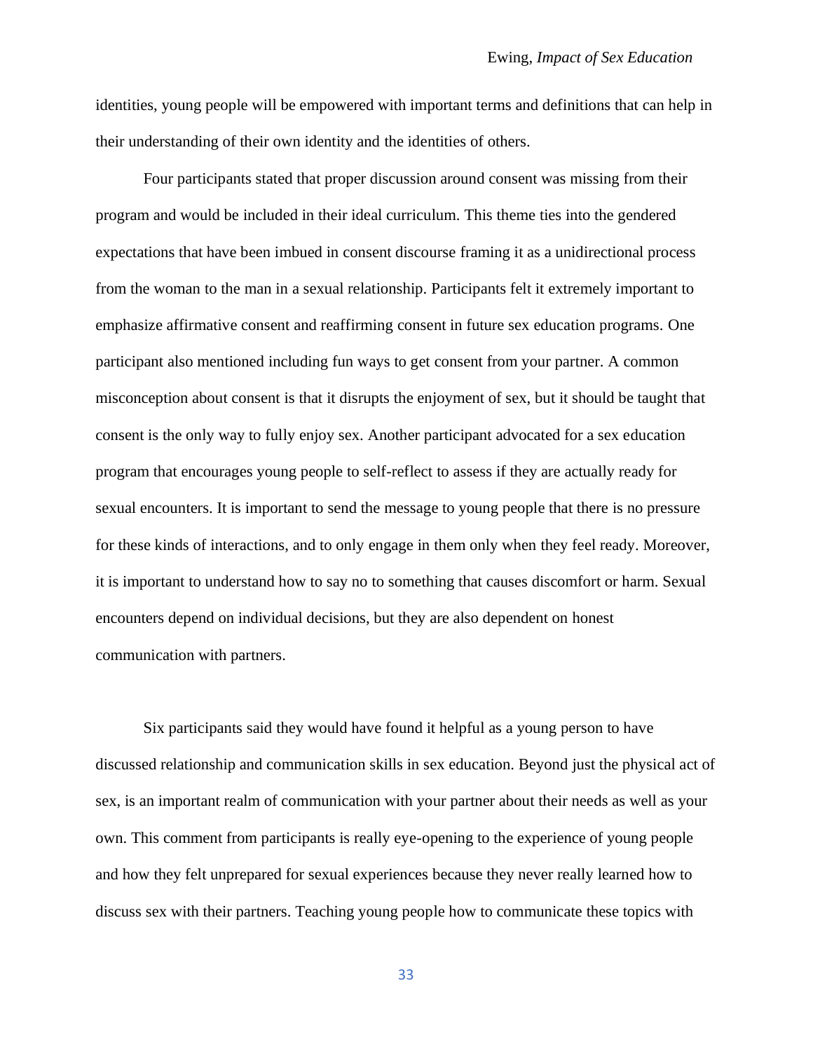identities, young people will be empowered with important terms and definitions that can help in their understanding of their own identity and the identities of others.

Four participants stated that proper discussion around consent was missing from their program and would be included in their ideal curriculum. This theme ties into the gendered expectations that have been imbued in consent discourse framing it as a unidirectional process from the woman to the man in a sexual relationship. Participants felt it extremely important to emphasize affirmative consent and reaffirming consent in future sex education programs. One participant also mentioned including fun ways to get consent from your partner. A common misconception about consent is that it disrupts the enjoyment of sex, but it should be taught that consent is the only way to fully enjoy sex. Another participant advocated for a sex education program that encourages young people to self-reflect to assess if they are actually ready for sexual encounters. It is important to send the message to young people that there is no pressure for these kinds of interactions, and to only engage in them only when they feel ready. Moreover, it is important to understand how to say no to something that causes discomfort or harm. Sexual encounters depend on individual decisions, but they are also dependent on honest communication with partners.

Six participants said they would have found it helpful as a young person to have discussed relationship and communication skills in sex education. Beyond just the physical act of sex, is an important realm of communication with your partner about their needs as well as your own. This comment from participants is really eye-opening to the experience of young people and how they felt unprepared for sexual experiences because they never really learned how to discuss sex with their partners. Teaching young people how to communicate these topics with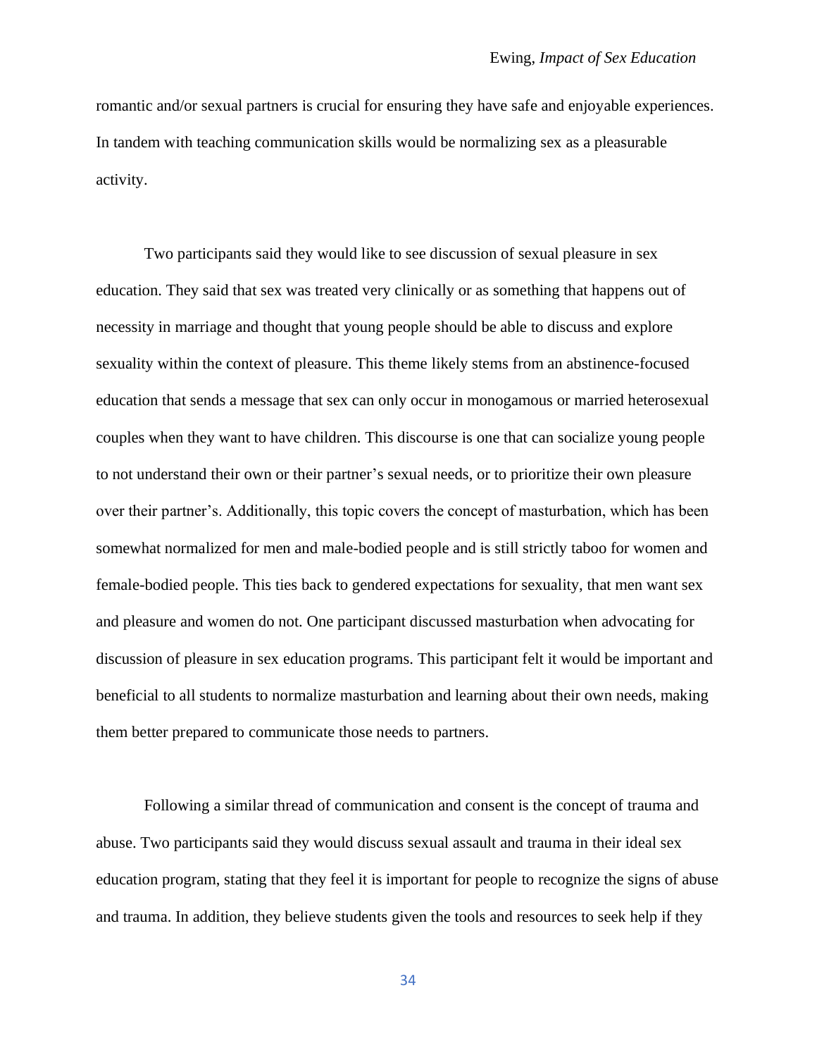romantic and/or sexual partners is crucial for ensuring they have safe and enjoyable experiences. In tandem with teaching communication skills would be normalizing sex as a pleasurable activity.

Two participants said they would like to see discussion of sexual pleasure in sex education. They said that sex was treated very clinically or as something that happens out of necessity in marriage and thought that young people should be able to discuss and explore sexuality within the context of pleasure. This theme likely stems from an abstinence-focused education that sends a message that sex can only occur in monogamous or married heterosexual couples when they want to have children. This discourse is one that can socialize young people to not understand their own or their partner's sexual needs, or to prioritize their own pleasure over their partner's. Additionally, this topic covers the concept of masturbation, which has been somewhat normalized for men and male-bodied people and is still strictly taboo for women and female-bodied people. This ties back to gendered expectations for sexuality, that men want sex and pleasure and women do not. One participant discussed masturbation when advocating for discussion of pleasure in sex education programs. This participant felt it would be important and beneficial to all students to normalize masturbation and learning about their own needs, making them better prepared to communicate those needs to partners.

Following a similar thread of communication and consent is the concept of trauma and abuse. Two participants said they would discuss sexual assault and trauma in their ideal sex education program, stating that they feel it is important for people to recognize the signs of abuse and trauma. In addition, they believe students given the tools and resources to seek help if they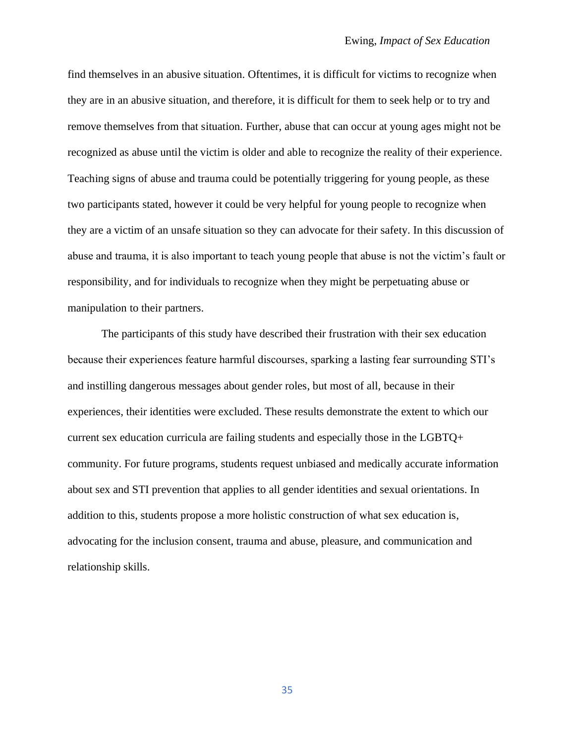find themselves in an abusive situation. Oftentimes, it is difficult for victims to recognize when they are in an abusive situation, and therefore, it is difficult for them to seek help or to try and remove themselves from that situation. Further, abuse that can occur at young ages might not be recognized as abuse until the victim is older and able to recognize the reality of their experience. Teaching signs of abuse and trauma could be potentially triggering for young people, as these two participants stated, however it could be very helpful for young people to recognize when they are a victim of an unsafe situation so they can advocate for their safety. In this discussion of abuse and trauma, it is also important to teach young people that abuse is not the victim's fault or responsibility, and for individuals to recognize when they might be perpetuating abuse or manipulation to their partners.

The participants of this study have described their frustration with their sex education because their experiences feature harmful discourses, sparking a lasting fear surrounding STI's and instilling dangerous messages about gender roles, but most of all, because in their experiences, their identities were excluded. These results demonstrate the extent to which our current sex education curricula are failing students and especially those in the LGBTQ+ community. For future programs, students request unbiased and medically accurate information about sex and STI prevention that applies to all gender identities and sexual orientations. In addition to this, students propose a more holistic construction of what sex education is, advocating for the inclusion consent, trauma and abuse, pleasure, and communication and relationship skills.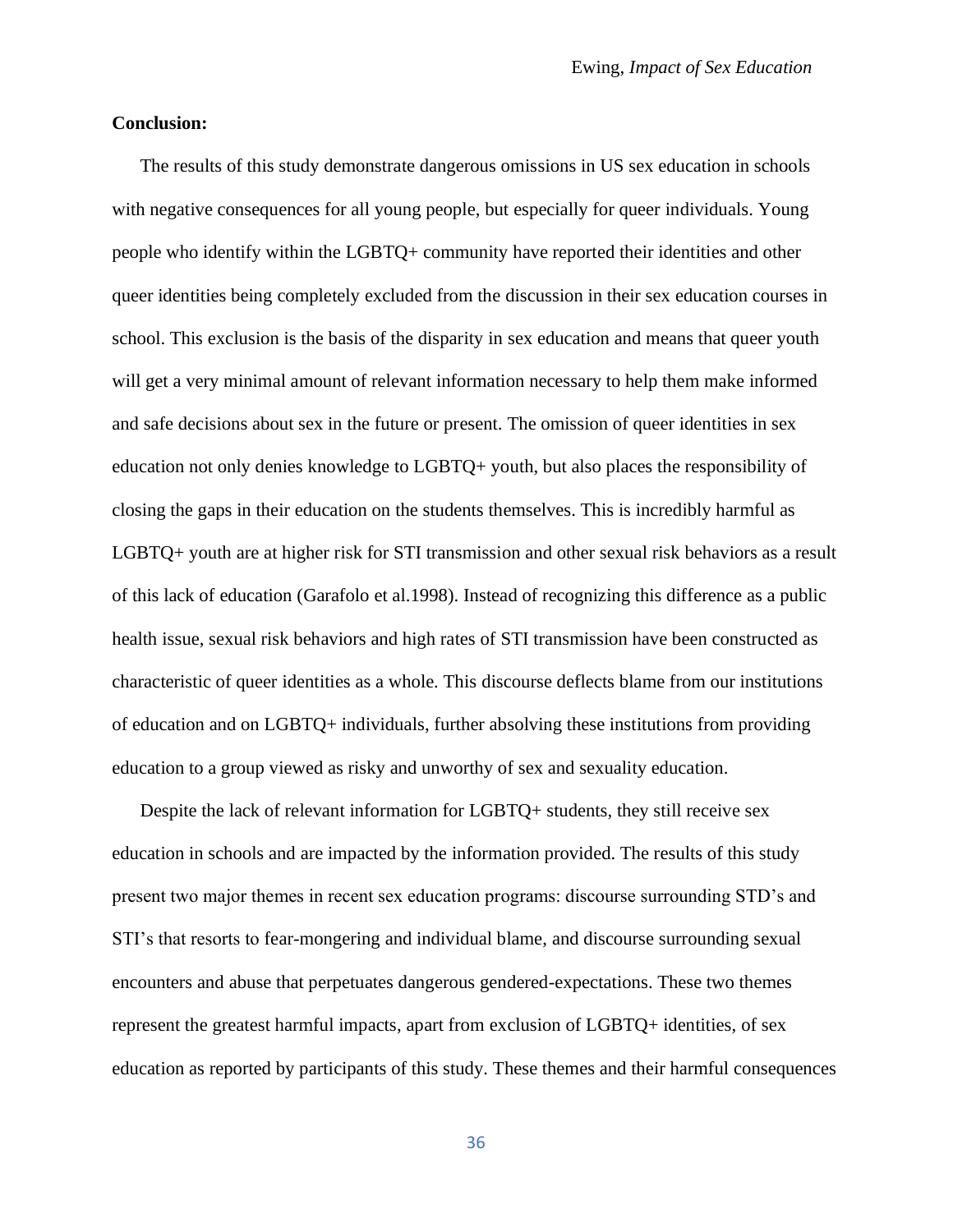**Conclusion:**

The results of this study demonstrate dangerous omissions in US sex education in schools with negative consequences for all young people, but especially for queer individuals. Young people who identify within the LGBTQ+ community have reported their identities and other queer identities being completely excluded from the discussion in their sex education courses in school. This exclusion is the basis of the disparity in sex education and means that queer youth will get a very minimal amount of relevant information necessary to help them make informed and safe decisions about sex in the future or present. The omission of queer identities in sex education not only denies knowledge to LGBTQ+ youth, but also places the responsibility of closing the gaps in their education on the students themselves. This is incredibly harmful as LGBTQ+ youth are at higher risk for STI transmission and other sexual risk behaviors as a result of this lack of education (Garafolo et al.1998). Instead of recognizing this difference as a public health issue, sexual risk behaviors and high rates of STI transmission have been constructed as characteristic of queer identities as a whole. This discourse deflects blame from our institutions of education and on LGBTQ+ individuals, further absolving these institutions from providing education to a group viewed as risky and unworthy of sex and sexuality education.

Despite the lack of relevant information for LGBTQ+ students, they still receive sex education in schools and are impacted by the information provided. The results of this study present two major themes in recent sex education programs: discourse surrounding STD's and STI's that resorts to fear-mongering and individual blame, and discourse surrounding sexual encounters and abuse that perpetuates dangerous gendered-expectations. These two themes represent the greatest harmful impacts, apart from exclusion of LGBTQ+ identities, of sex education as reported by participants of this study. These themes and their harmful consequences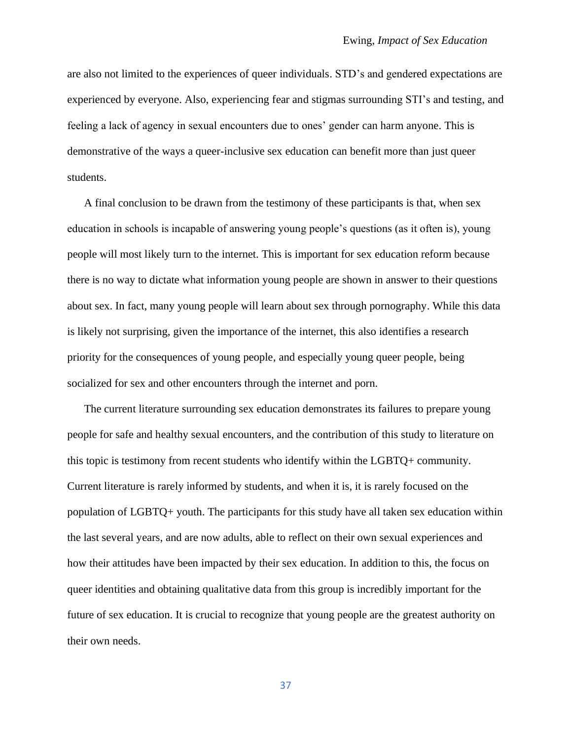are also not limited to the experiences of queer individuals. STD's and gendered expectations are experienced by everyone. Also, experiencing fear and stigmas surrounding STI's and testing, and feeling a lack of agency in sexual encounters due to ones' gender can harm anyone. This is demonstrative of the ways a queer-inclusive sex education can benefit more than just queer students.

A final conclusion to be drawn from the testimony of these participants is that, when sex education in schools is incapable of answering young people's questions (as it often is), young people will most likely turn to the internet. This is important for sex education reform because there is no way to dictate what information young people are shown in answer to their questions about sex. In fact, many young people will learn about sex through pornography. While this data is likely not surprising, given the importance of the internet, this also identifies a research priority for the consequences of young people, and especially young queer people, being socialized for sex and other encounters through the internet and porn.

The current literature surrounding sex education demonstrates its failures to prepare young people for safe and healthy sexual encounters, and the contribution of this study to literature on this topic is testimony from recent students who identify within the LGBTQ+ community. Current literature is rarely informed by students, and when it is, it is rarely focused on the population of LGBTQ+ youth. The participants for this study have all taken sex education within the last several years, and are now adults, able to reflect on their own sexual experiences and how their attitudes have been impacted by their sex education. In addition to this, the focus on queer identities and obtaining qualitative data from this group is incredibly important for the future of sex education. It is crucial to recognize that young people are the greatest authority on their own needs.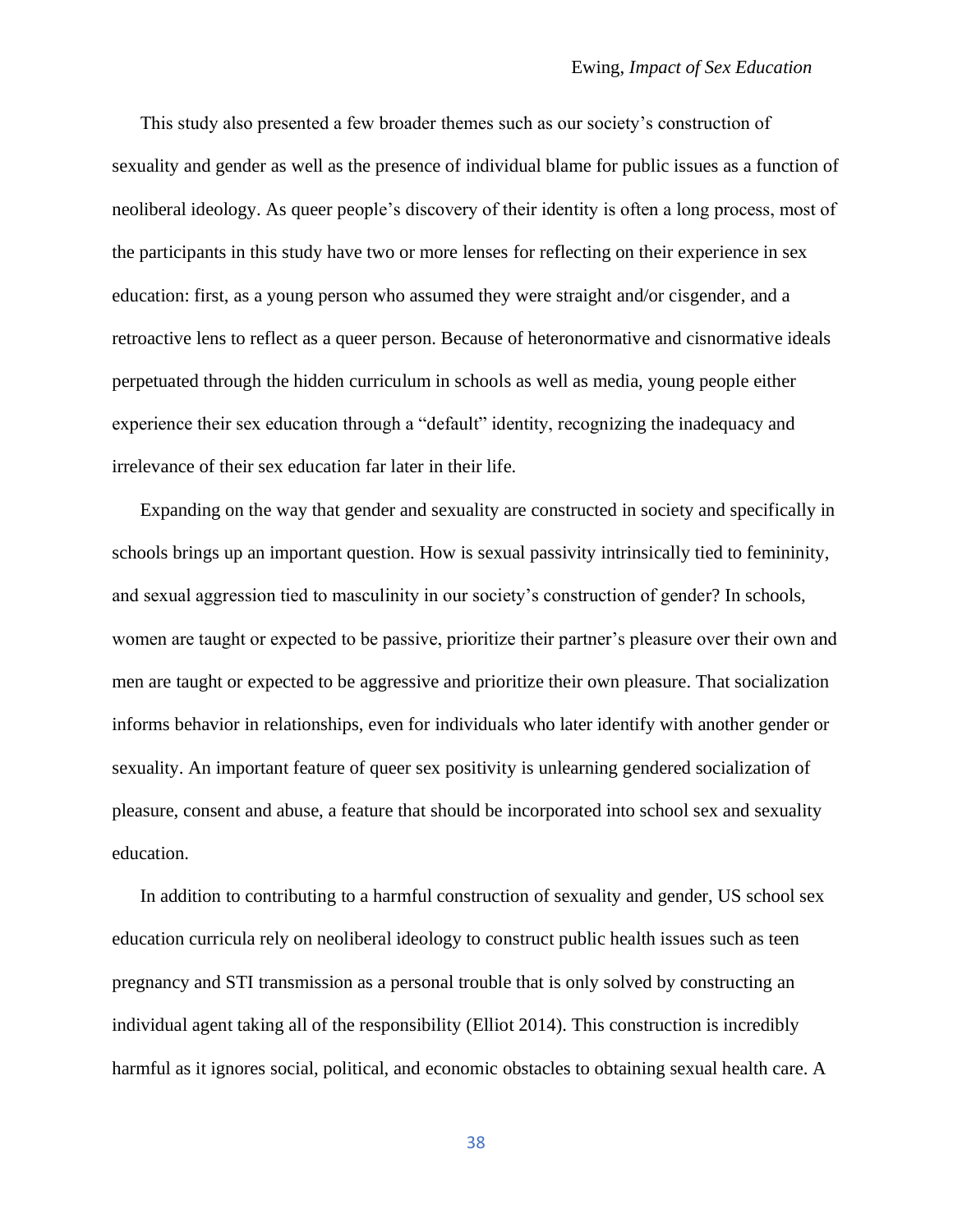This study also presented a few broader themes such as our society's construction of sexuality and gender as well as the presence of individual blame for public issues as a function of neoliberal ideology. As queer people's discovery of their identity is often a long process, most of the participants in this study have two or more lenses for reflecting on their experience in sex education: first, as a young person who assumed they were straight and/or cisgender, and a retroactive lens to reflect as a queer person. Because of heteronormative and cisnormative ideals perpetuated through the hidden curriculum in schools as well as media, young people either experience their sex education through a "default" identity, recognizing the inadequacy and irrelevance of their sex education far later in their life.

Expanding on the way that gender and sexuality are constructed in society and specifically in schools brings up an important question. How is sexual passivity intrinsically tied to femininity, and sexual aggression tied to masculinity in our society's construction of gender? In schools, women are taught or expected to be passive, prioritize their partner's pleasure over their own and men are taught or expected to be aggressive and prioritize their own pleasure. That socialization informs behavior in relationships, even for individuals who later identify with another gender or sexuality. An important feature of queer sex positivity is unlearning gendered socialization of pleasure, consent and abuse, a feature that should be incorporated into school sex and sexuality education.

In addition to contributing to a harmful construction of sexuality and gender, US school sex education curricula rely on neoliberal ideology to construct public health issues such as teen pregnancy and STI transmission as a personal trouble that is only solved by constructing an individual agent taking all of the responsibility (Elliot 2014). This construction is incredibly harmful as it ignores social, political, and economic obstacles to obtaining sexual health care. A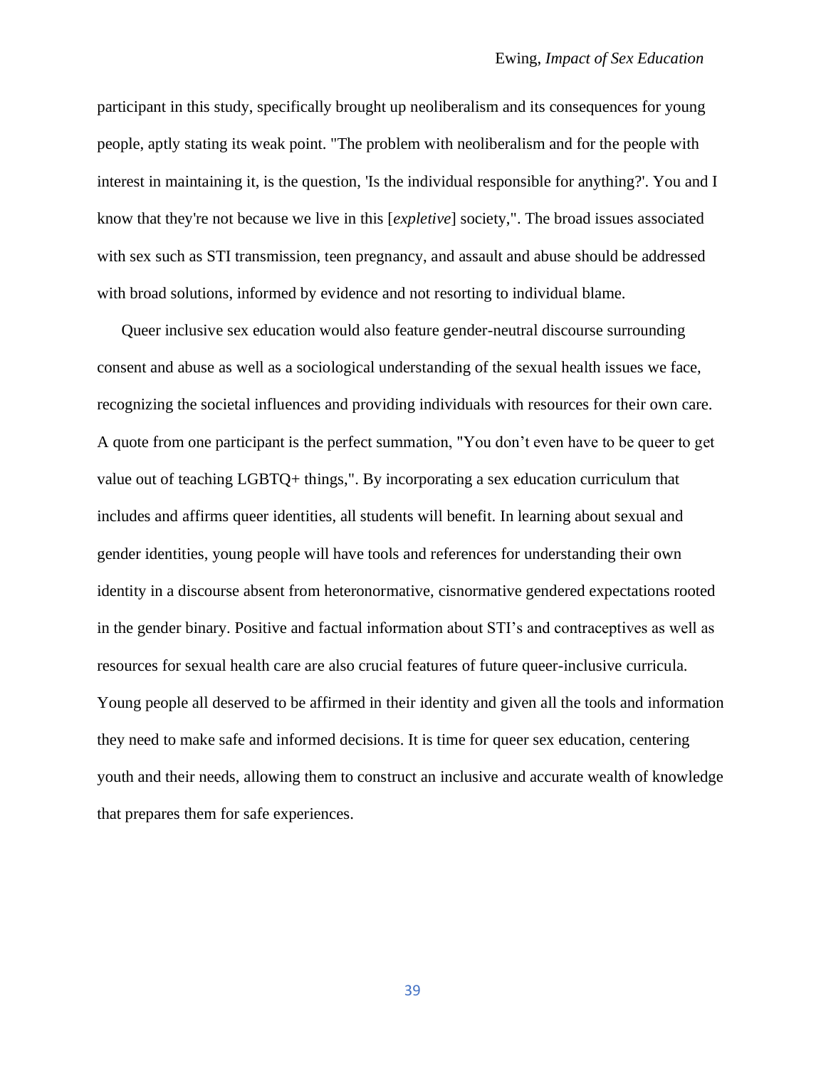participant in this study, specifically brought up neoliberalism and its consequences for young people, aptly stating its weak point. "The problem with neoliberalism and for the people with interest in maintaining it, is the question, 'Is the individual responsible for anything?'. You and I know that they're not because we live in this [*expletive*] society,". The broad issues associated with sex such as STI transmission, teen pregnancy, and assault and abuse should be addressed with broad solutions, informed by evidence and not resorting to individual blame.

Queer inclusive sex education would also feature gender-neutral discourse surrounding consent and abuse as well as a sociological understanding of the sexual health issues we face, recognizing the societal influences and providing individuals with resources for their own care. A quote from one participant is the perfect summation, "You don't even have to be queer to get value out of teaching LGBTQ+ things,". By incorporating a sex education curriculum that includes and affirms queer identities, all students will benefit. In learning about sexual and gender identities, young people will have tools and references for understanding their own identity in a discourse absent from heteronormative, cisnormative gendered expectations rooted in the gender binary. Positive and factual information about STI's and contraceptives as well as resources for sexual health care are also crucial features of future queer-inclusive curricula. Young people all deserved to be affirmed in their identity and given all the tools and information they need to make safe and informed decisions. It is time for queer sex education, centering youth and their needs, allowing them to construct an inclusive and accurate wealth of knowledge that prepares them for safe experiences.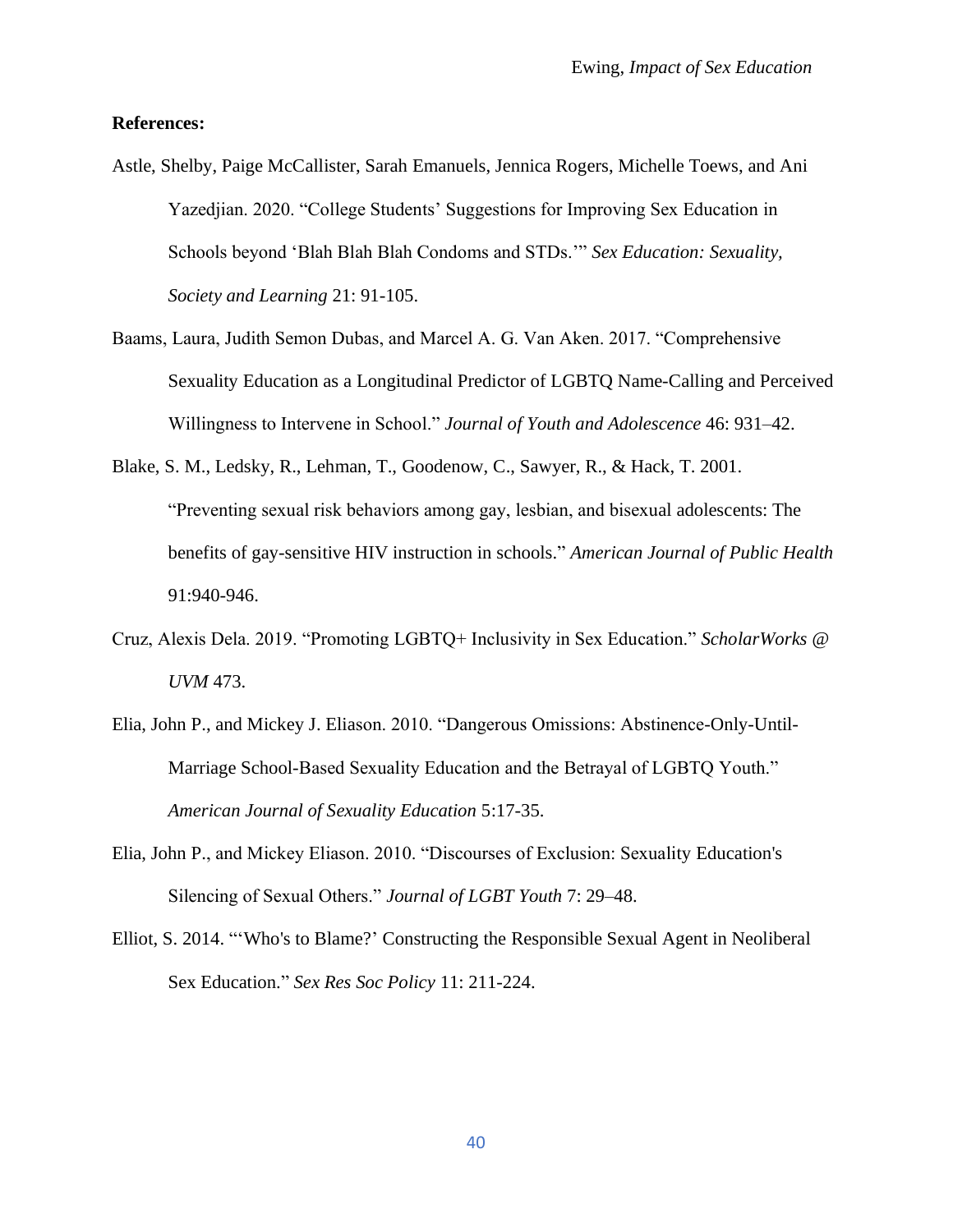**References:**

Astle, Shelby, Paige McCallister, Sarah Emanuels, Jennica Rogers, Michelle Toews, and Ani Yazedjian. 2020. "College Students' Suggestions for Improving Sex Education in Schools beyond 'Blah Blah Blah Condoms and STDs.'" *Sex Education: Sexuality, Society and Learning* 21: 91-105.

Baams, Laura, Judith Semon Dubas, and Marcel A. G. Van Aken. 2017. "Comprehensive Sexuality Education as a Longitudinal Predictor of LGBTQ Name-Calling and Perceived Willingness to Intervene in School." *Journal of Youth and Adolescence* 46: 931–42.

Blake, S. M., Ledsky, R., Lehman, T., Goodenow, C., Sawyer, R., & Hack, T. 2001. "Preventing sexual risk behaviors among gay, lesbian, and bisexual adolescents: The benefits of gay-sensitive HIV instruction in schools." *American Journal of Public Health* 91:940-946.

Cruz, Alexis Dela. 2019. "Promoting LGBTQ+ Inclusivity in Sex Education." *ScholarWorks @ UVM* 473.

Elia, John P., and Mickey J. Eliason. 2010. "Dangerous Omissions: Abstinence-Only-Until-Marriage School-Based Sexuality Education and the Betrayal of LGBTQ Youth." *American Journal of Sexuality Education* 5:17-35.

Elia, John P., and Mickey Eliason. 2010. "Discourses of Exclusion: Sexuality Education's Silencing of Sexual Others." *Journal of LGBT Youth* 7: 29–48.

Elliot, S. 2014. "'Who's to Blame?' Constructing the Responsible Sexual Agent in Neoliberal Sex Education." *Sex Res Soc Policy* 11: 211-224.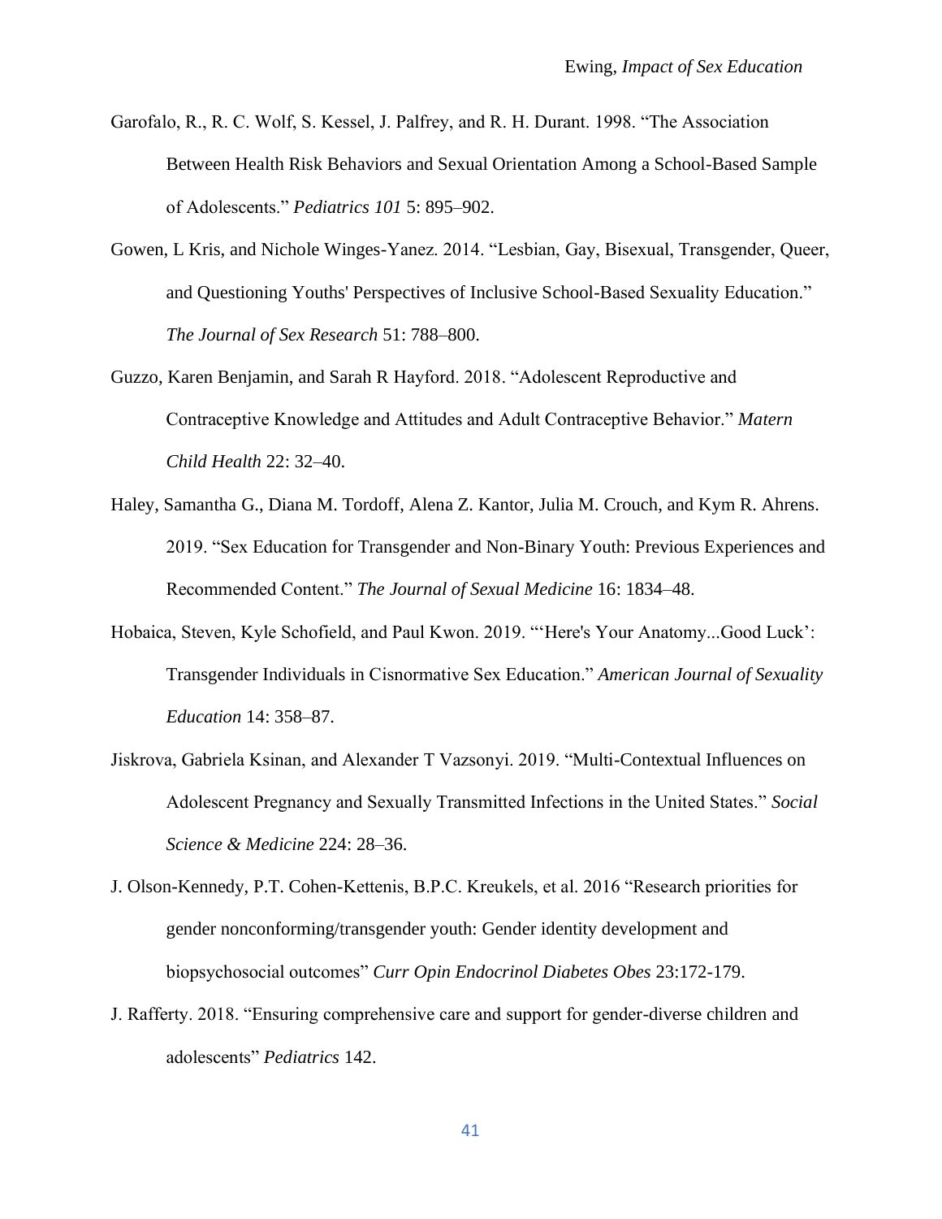Garofalo, R., R. C. Wolf, S. Kessel, J. Palfrey, and R. H. Durant. 1998. "The Association Between Health Risk Behaviors and Sexual Orientation Among a School-Based Sample of Adolescents." *Pediatrics 101* 5: 895–902.

Gowen, L Kris, and Nichole Winges-Yanez. 2014. "Lesbian, Gay, Bisexual, Transgender, Queer, and Questioning Youths' Perspectives of Inclusive School-Based Sexuality Education." *The Journal of Sex Research* 51: 788–800.

Guzzo, Karen Benjamin, and Sarah R Hayford. 2018. "Adolescent Reproductive and Contraceptive Knowledge and Attitudes and Adult Contraceptive Behavior." *Matern Child Health* 22: 32–40.

Haley, Samantha G., Diana M. Tordoff, Alena Z. Kantor, Julia M. Crouch, and Kym R. Ahrens. 2019. "Sex Education for Transgender and Non-Binary Youth: Previous Experiences and Recommended Content." *The Journal of Sexual Medicine* 16: 1834–48.

Hobaica, Steven, Kyle Schofield, and Paul Kwon. 2019. "'Here's Your Anatomy...Good Luck': Transgender Individuals in Cisnormative Sex Education." *American Journal of Sexuality Education* 14: 358–87.

Jiskrova, Gabriela Ksinan, and Alexander T Vazsonyi. 2019. "Multi-Contextual Influences on Adolescent Pregnancy and Sexually Transmitted Infections in the United States." *Social Science & Medicine* 224: 28–36.

J. Olson-Kennedy, P.T. Cohen-Kettenis, B.P.C. Kreukels, et al. 2016 "Research priorities for gender nonconforming/transgender youth: Gender identity development and biopsychosocial outcomes" *Curr Opin Endocrinol Diabetes Obes* 23:172-179.

J. Rafferty. 2018. "Ensuring comprehensive care and support for gender-diverse children and adolescents" *Pediatrics* 142.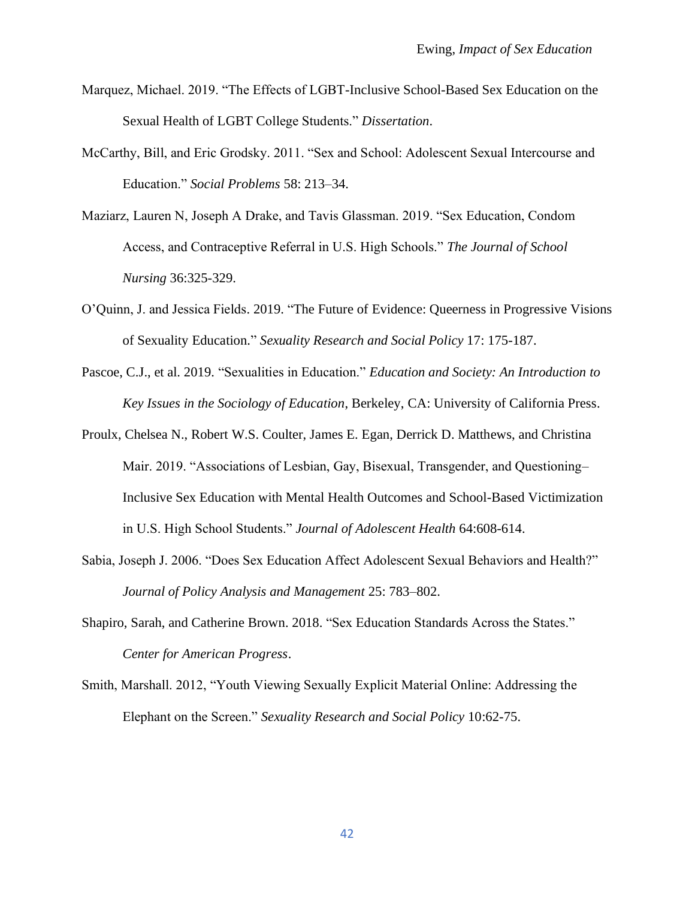Marquez, Michael. 2019. "The Effects of LGBT-Inclusive School-Based Sex Education on the Sexual Health of LGBT College Students." *Dissertation*.

McCarthy, Bill, and Eric Grodsky. 2011. "Sex and School: Adolescent Sexual Intercourse and Education." *Social Problems* 58: 213–34.

Maziarz, Lauren N, Joseph A Drake, and Tavis Glassman. 2019. "Sex Education, Condom Access, and Contraceptive Referral in U.S. High Schools." *The Journal of School Nursing* 36:325-329.

O'Quinn, J. and Jessica Fields. 2019. "The Future of Evidence: Queerness in Progressive Visions of Sexuality Education." *Sexuality Research and Social Policy* 17: 175-187.

Pascoe, C.J., et al. 2019. "Sexualities in Education." *Education and Society: An Introduction to Key Issues in the Sociology of Education*, Berkeley, CA: University of California Press.

Proulx, Chelsea N., Robert W.S. Coulter, James E. Egan, Derrick D. Matthews, and Christina Mair. 2019. "Associations of Lesbian, Gay, Bisexual, Transgender, and Questioning–Inclusive Sex Education with Mental Health Outcomes and School-Based Victimization in U.S. High School Students." *Journal of Adolescent Health* 64:608-614.

Sabia, Joseph J. 2006. "Does Sex Education Affect Adolescent Sexual Behaviors and Health?" *Journal of Policy Analysis and Management* 25: 783–802.

Shapiro, Sarah, and Catherine Brown. 2018. "Sex Education Standards Across the States." *Center for American Progress*.

Smith, Marshall. 2012, "Youth Viewing Sexually Explicit Material Online: Addressing the Elephant on the Screen." *Sexuality Research and Social Policy* 10:62-75.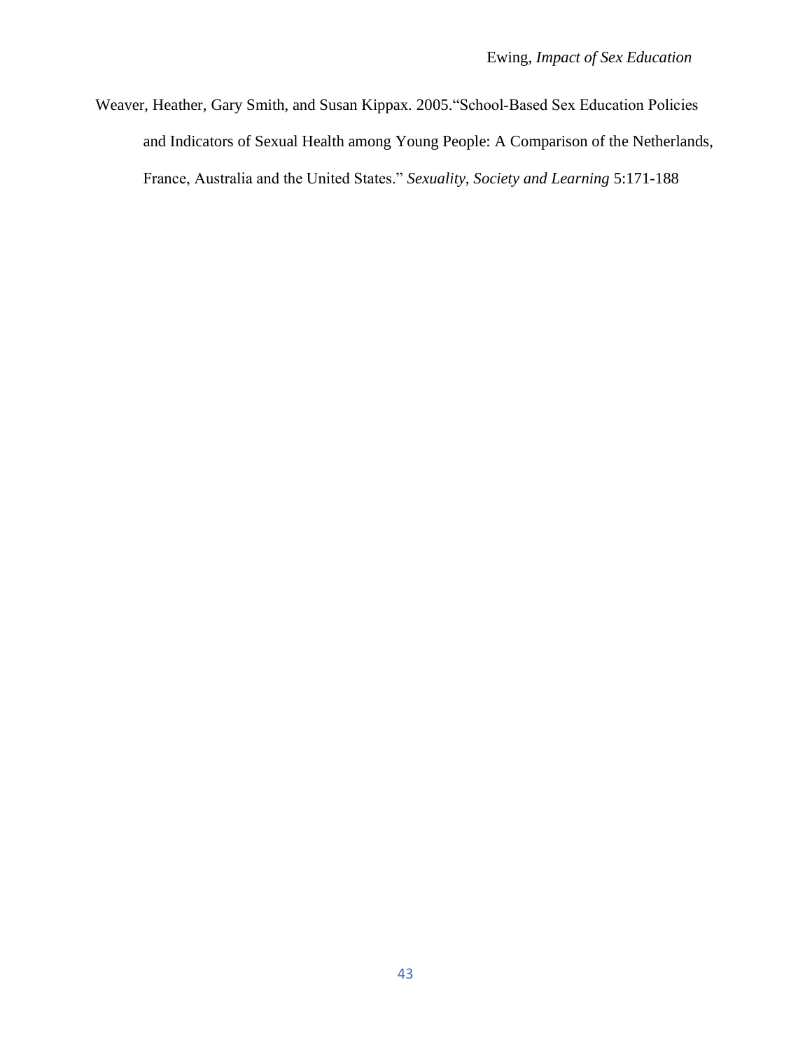Weaver, Heather, Gary Smith, and Susan Kippax. 2005."School-Based Sex Education Policies and Indicators of Sexual Health among Young People: A Comparison of the Netherlands, France, Australia and the United States." *Sexuality, Society and Learning* 5:171-188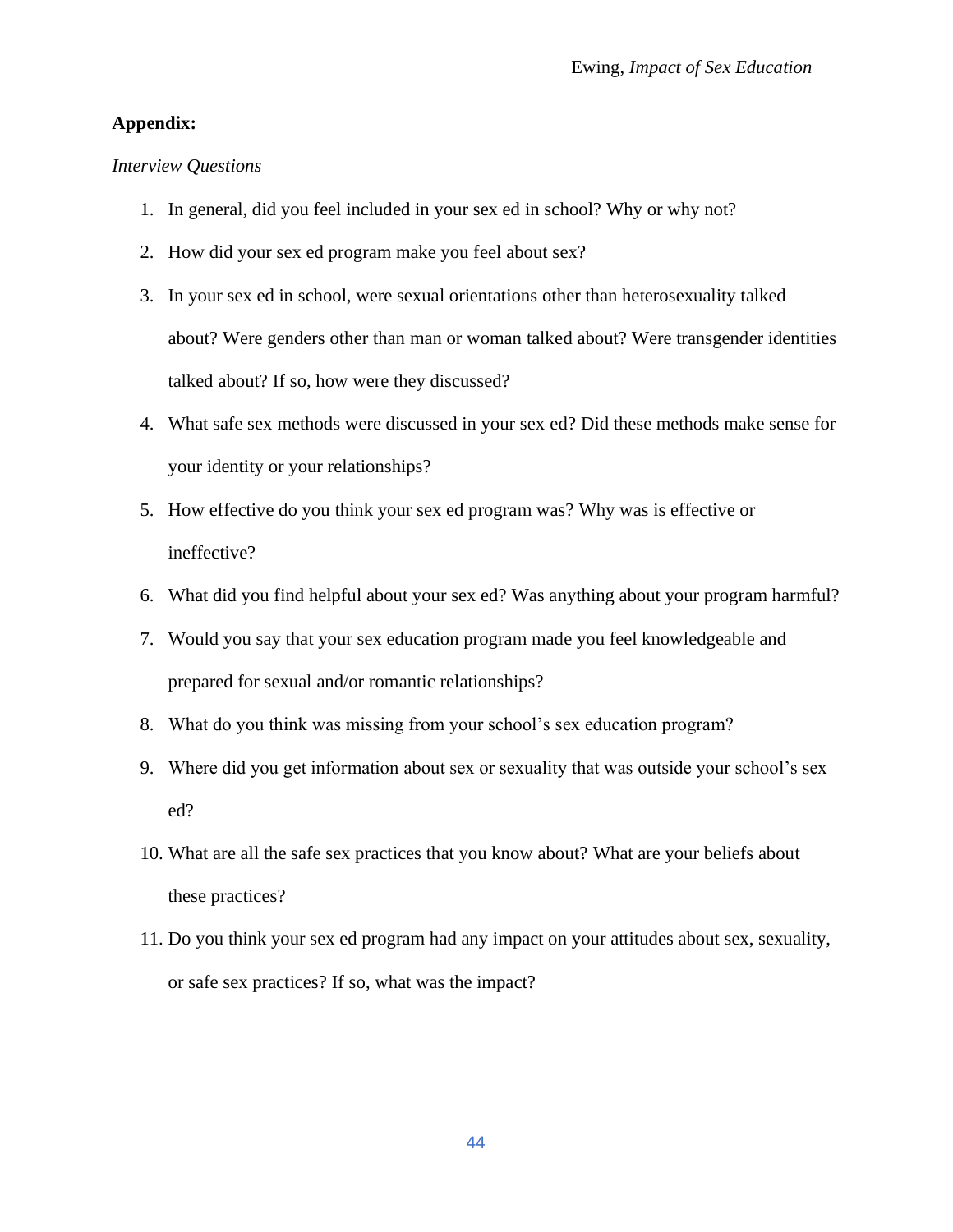**Appendix:**

*Interview Questions*

1. In general, did you feel included in your sex ed in school? Why or why not?
2. How did your sex ed program make you feel about sex?
3. In your sex ed in school, were sexual orientations other than heterosexuality talked about? Were genders other than man or woman talked about? Were transgender identities talked about? If so, how were they discussed?
4. What safe sex methods were discussed in your sex ed? Did these methods make sense for your identity or your relationships?
5. How effective do you think your sex ed program was? Why was is effective or ineffective?
6. What did you find helpful about your sex ed? Was anything about your program harmful?
7. Would you say that your sex education program made you feel knowledgeable and prepared for sexual and/or romantic relationships?
8. What do you think was missing from your school's sex education program?
9. Where did you get information about sex or sexuality that was outside your school's sex ed?
10. What are all the safe sex practices that you know about? What are your beliefs about these practices?
11. Do you think your sex ed program had any impact on your attitudes about sex, sexuality, or safe sex practices? If so, what was the impact?